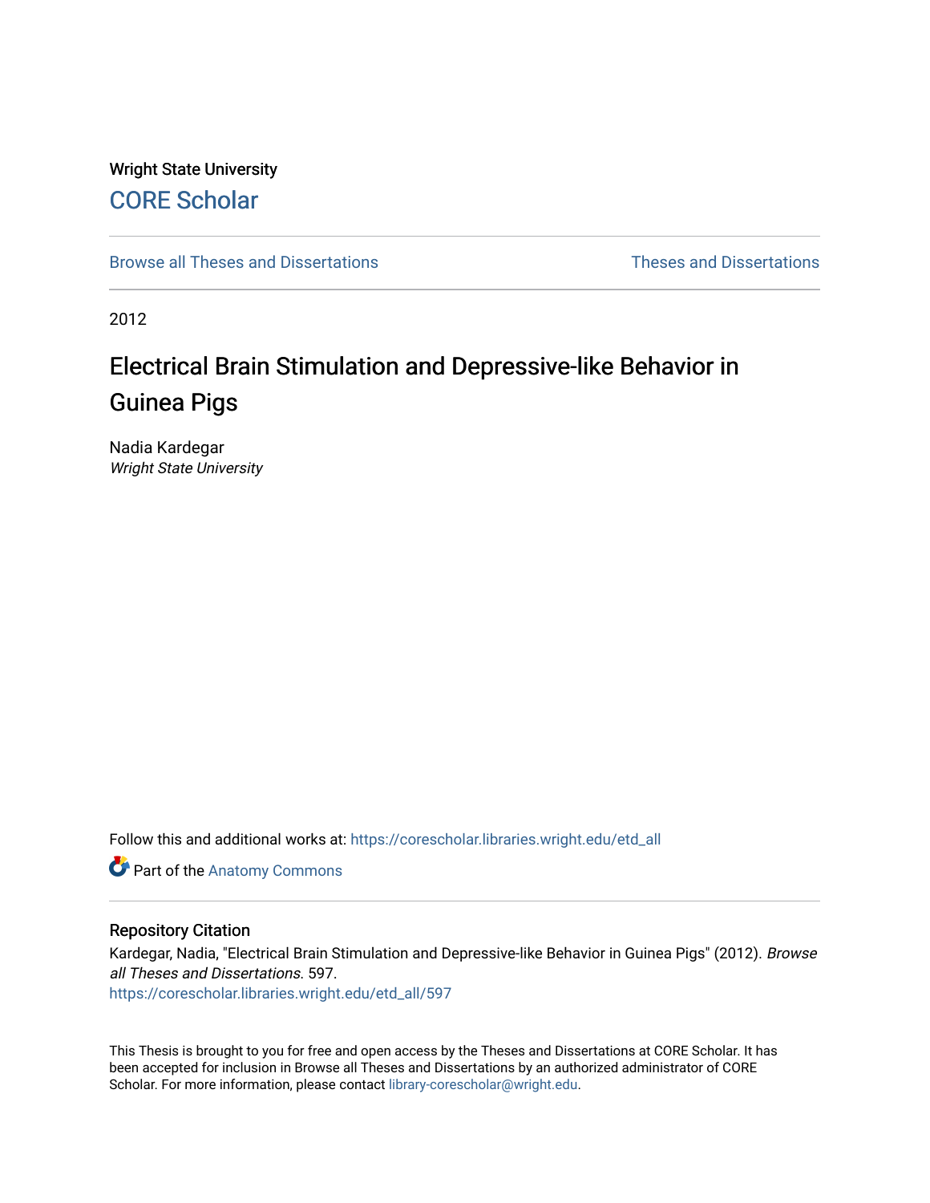Wright State University

CORE Scholar

Browse all Theses and Dissertations

Theses and Dissertations

2012

# Electrical Brain Stimulation and Depressive-like Behavior in Guinea Pigs

Nadia Kardegar
*Wright State University*

Follow this and additional works at: https://corescholar.libraries.wright.edu/etd_all

Part of the Anatomy Commons

## Repository Citation

Kardegar, Nadia, "Electrical Brain Stimulation and Depressive-like Behavior in Guinea Pigs" (2012). *Browse all Theses and Dissertations.* 597.
https://corescholar.libraries.wright.edu/etd_all/597

This Thesis is brought to you for free and open access by the Theses and Dissertations at CORE Scholar. It has been accepted for inclusion in Browse all Theses and Dissertations by an authorized administrator of CORE Scholar. For more information, please contact library-corescholar@wright.edu.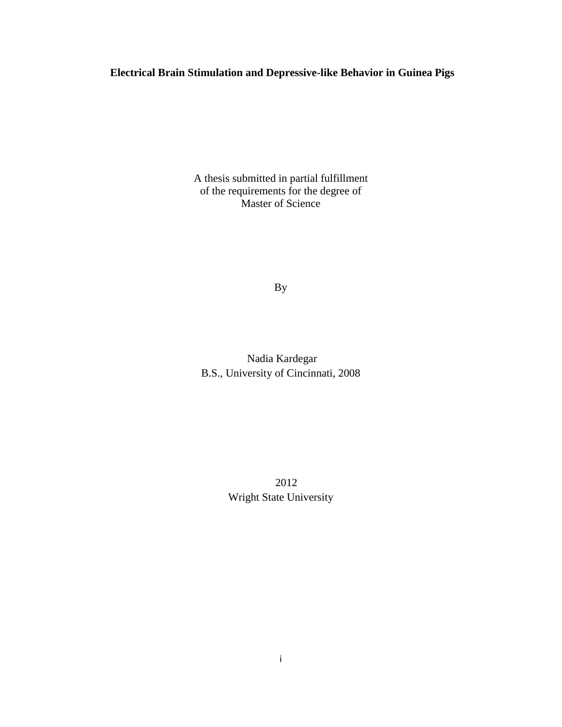**Electrical Brain Stimulation and Depressive-like Behavior in Guinea Pigs**

A thesis submitted in partial fulfillment
of the requirements for the degree of
Master of Science

By

Nadia Kardegar
B.S., University of Cincinnati, 2008

2012
Wright State University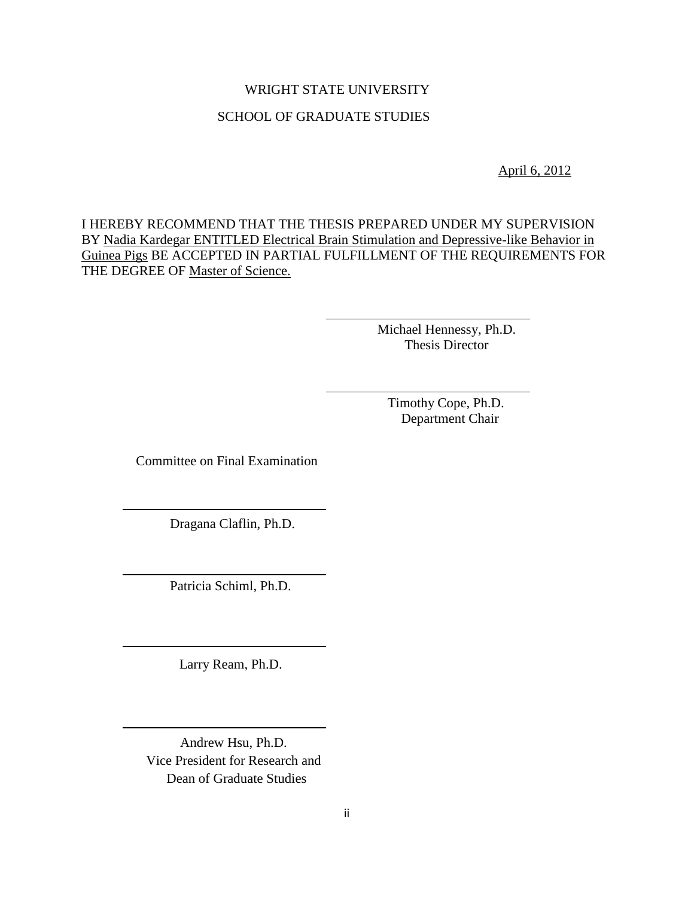WRIGHT STATE UNIVERSITY

SCHOOL OF GRADUATE STUDIES

April 6, 2012

I HEREBY RECOMMEND THAT THE THESIS PREPARED UNDER MY SUPERVISION BY Nadia Kardegar ENTITLED Electrical Brain Stimulation and Depressive-like Behavior in Guinea Pigs BE ACCEPTED IN PARTIAL FULFILLMENT OF THE REQUIREMENTS FOR THE DEGREE OF Master of Science.

Michael Hennessy, Ph.D.
Thesis Director

Timothy Cope, Ph.D.
Department Chair

Committee on Final Examination

Dragana Claflin, Ph.D.

Patricia Schiml, Ph.D.

Larry Ream, Ph.D.

Andrew Hsu, Ph.D.
Vice President for Research and
Dean of Graduate Studies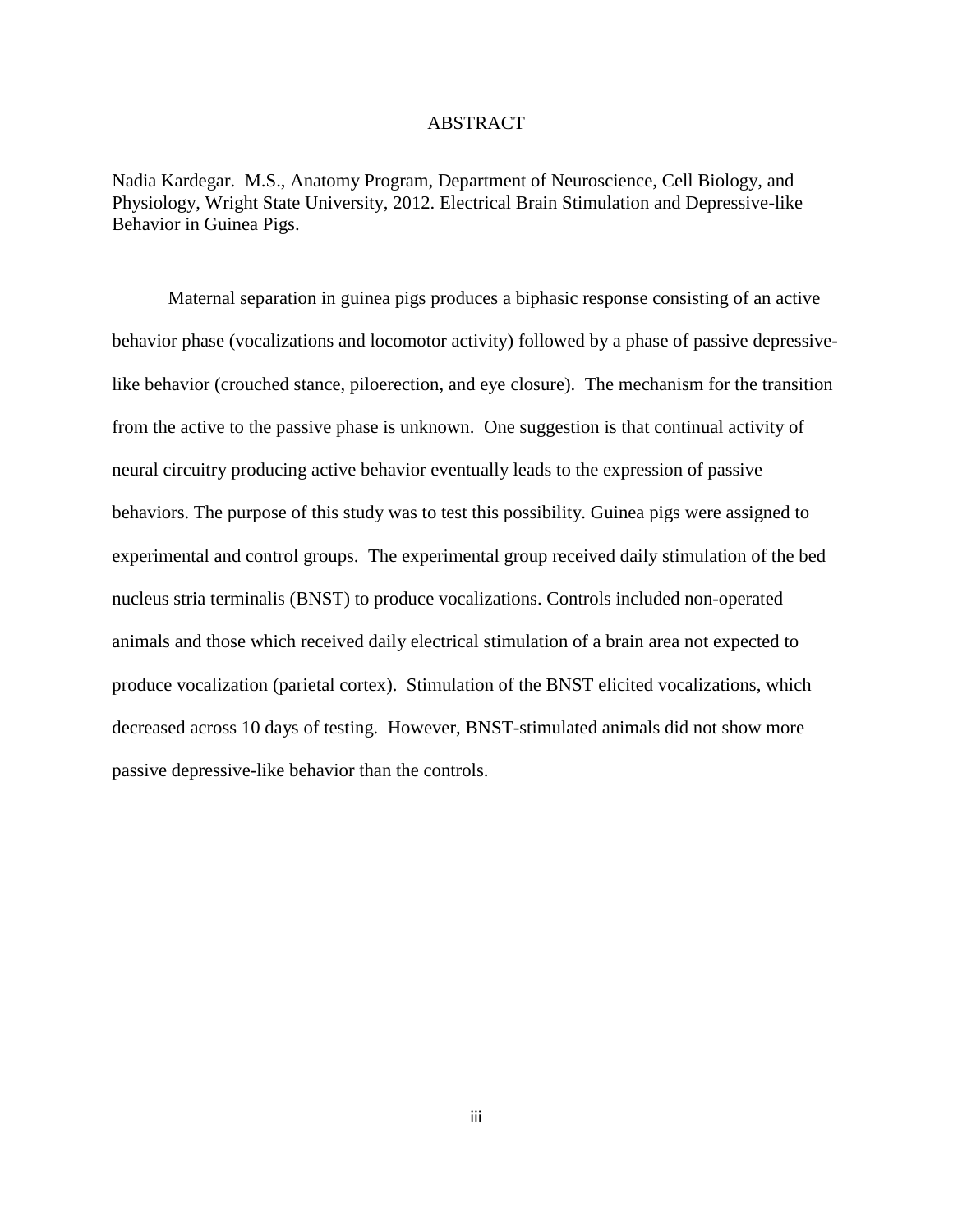# ABSTRACT

Nadia Kardegar. M.S., Anatomy Program, Department of Neuroscience, Cell Biology, and Physiology, Wright State University, 2012. Electrical Brain Stimulation and Depressive-like Behavior in Guinea Pigs.

Maternal separation in guinea pigs produces a biphasic response consisting of an active behavior phase (vocalizations and locomotor activity) followed by a phase of passive depressive-like behavior (crouched stance, piloerection, and eye closure). The mechanism for the transition from the active to the passive phase is unknown. One suggestion is that continual activity of neural circuitry producing active behavior eventually leads to the expression of passive behaviors. The purpose of this study was to test this possibility. Guinea pigs were assigned to experimental and control groups. The experimental group received daily stimulation of the bed nucleus stria terminalis (BNST) to produce vocalizations. Controls included non-operated animals and those which received daily electrical stimulation of a brain area not expected to produce vocalization (parietal cortex). Stimulation of the BNST elicited vocalizations, which decreased across 10 days of testing. However, BNST-stimulated animals did not show more passive depressive-like behavior than the controls.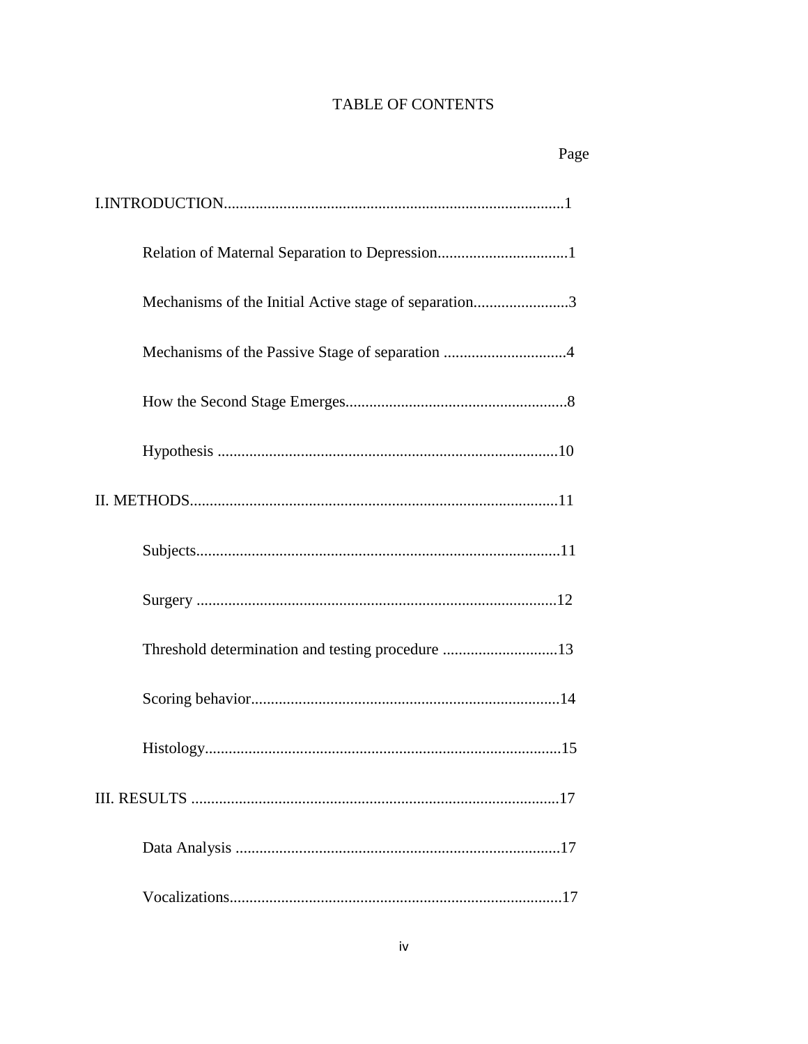# TABLE OF CONTENTS

Page

I.INTRODUCTION......................................................................................1

Relation of Maternal Separation to Depression.................................1

Mechanisms of the Initial Active stage of separation........................3

Mechanisms of the Passive Stage of separation ...............................4

How the Second Stage Emerges........................................................8

Hypothesis ......................................................................................10

II. METHODS.............................................................................................11

Subjects............................................................................................11

Surgery ...........................................................................................12

Threshold determination and testing procedure .............................13

Scoring behavior..............................................................................14

Histology..........................................................................................15

III. RESULTS .............................................................................................17

Data Analysis ..................................................................................17

Vocalizations....................................................................................17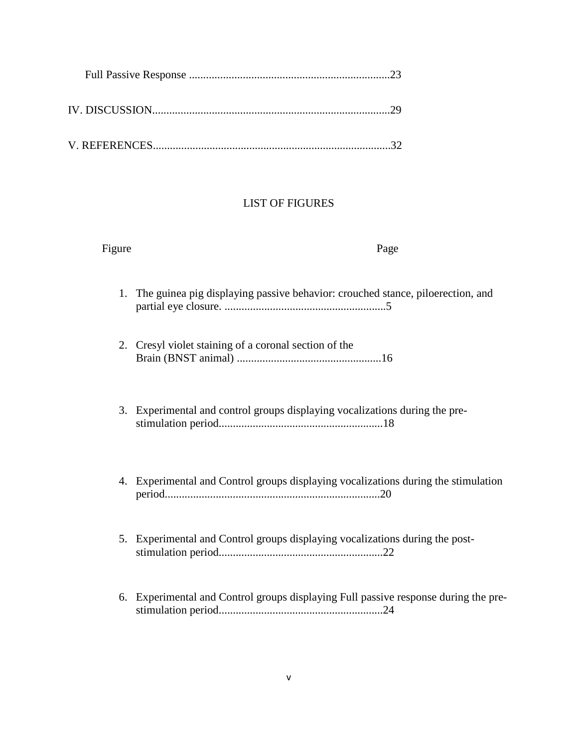Full Passive Response .......................................................................23

IV. DISCUSSION....................................................................................29

V. REFERENCES....................................................................................32

## LIST OF FIGURES

Figure Page

1. The guinea pig displaying passive behavior: crouched stance, piloerection, and partial eye closure. .........................................................5

2. Cresyl violet staining of a coronal section of the Brain (BNST animal) ...................................................16

3. Experimental and control groups displaying vocalizations during the pre-stimulation period..........................................................18

4. Experimental and Control groups displaying vocalizations during the stimulation period............................................................................20

5. Experimental and Control groups displaying vocalizations during the post-stimulation period..........................................................22

6. Experimental and Control groups displaying Full passive response during the pre-stimulation period..........................................................24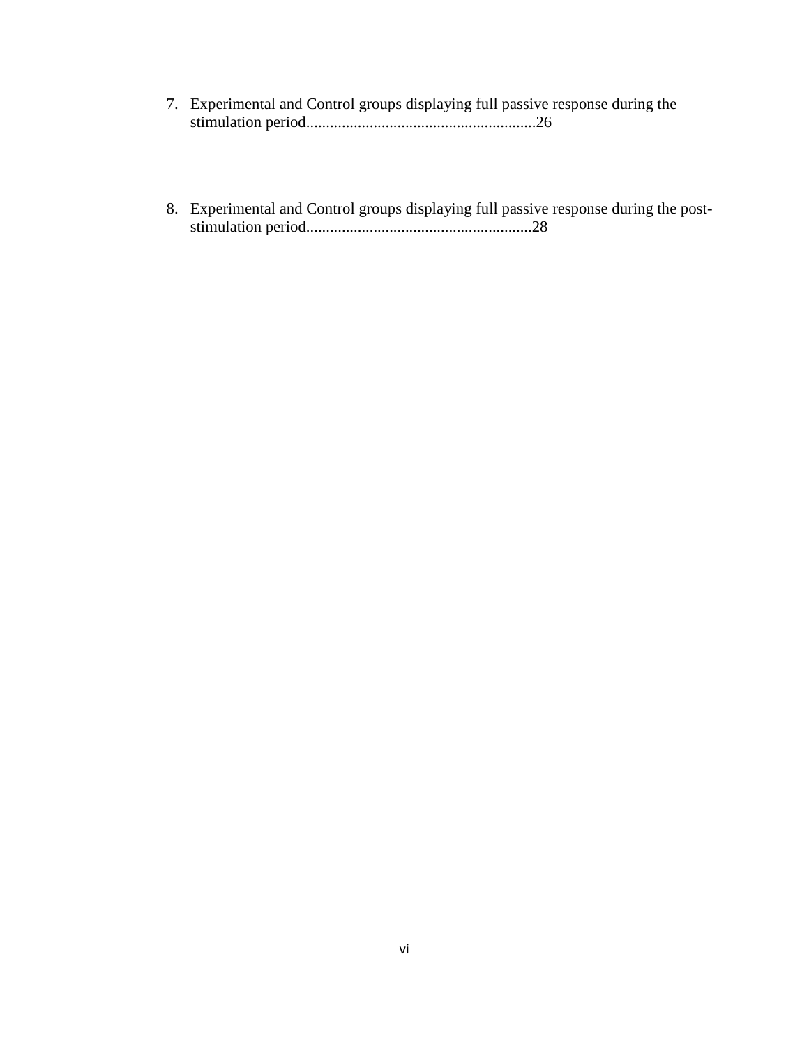7. Experimental and Control groups displaying full passive response during the stimulation period.........................................................26

8. Experimental and Control groups displaying full passive response during the post-stimulation period........................................................28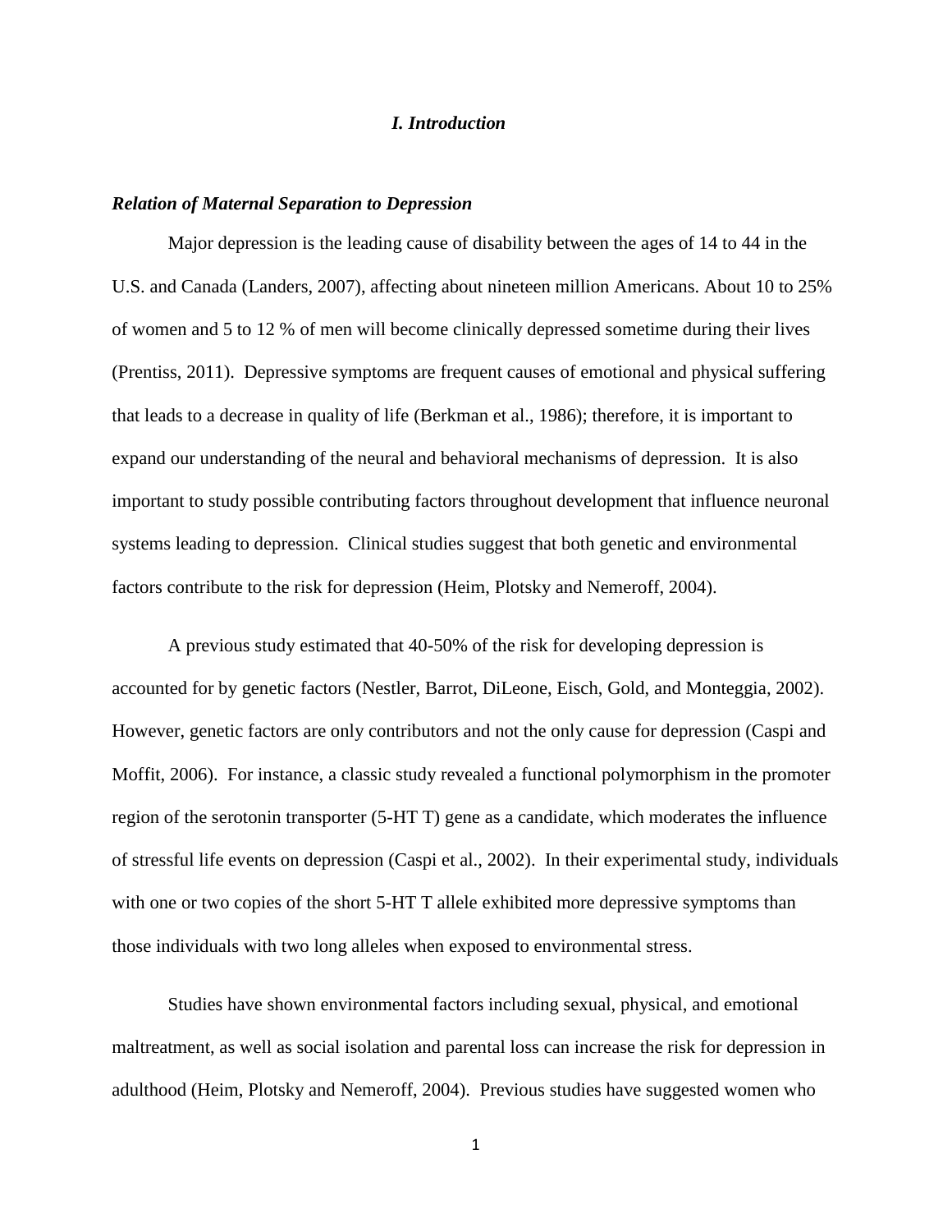## *I. Introduction*

### *Relation of Maternal Separation to Depression*

Major depression is the leading cause of disability between the ages of 14 to 44 in the U.S. and Canada (Landers, 2007), affecting about nineteen million Americans. About 10 to 25% of women and 5 to 12 % of men will become clinically depressed sometime during their lives (Prentiss, 2011). Depressive symptoms are frequent causes of emotional and physical suffering that leads to a decrease in quality of life (Berkman et al., 1986); therefore, it is important to expand our understanding of the neural and behavioral mechanisms of depression. It is also important to study possible contributing factors throughout development that influence neuronal systems leading to depression. Clinical studies suggest that both genetic and environmental factors contribute to the risk for depression (Heim, Plotsky and Nemeroff, 2004).

A previous study estimated that 40-50% of the risk for developing depression is accounted for by genetic factors (Nestler, Barrot, DiLeone, Eisch, Gold, and Monteggia, 2002). However, genetic factors are only contributors and not the only cause for depression (Caspi and Moffit, 2006). For instance, a classic study revealed a functional polymorphism in the promoter region of the serotonin transporter (5-HT T) gene as a candidate, which moderates the influence of stressful life events on depression (Caspi et al., 2002). In their experimental study, individuals with one or two copies of the short 5-HT T allele exhibited more depressive symptoms than those individuals with two long alleles when exposed to environmental stress.

Studies have shown environmental factors including sexual, physical, and emotional maltreatment, as well as social isolation and parental loss can increase the risk for depression in adulthood (Heim, Plotsky and Nemeroff, 2004). Previous studies have suggested women who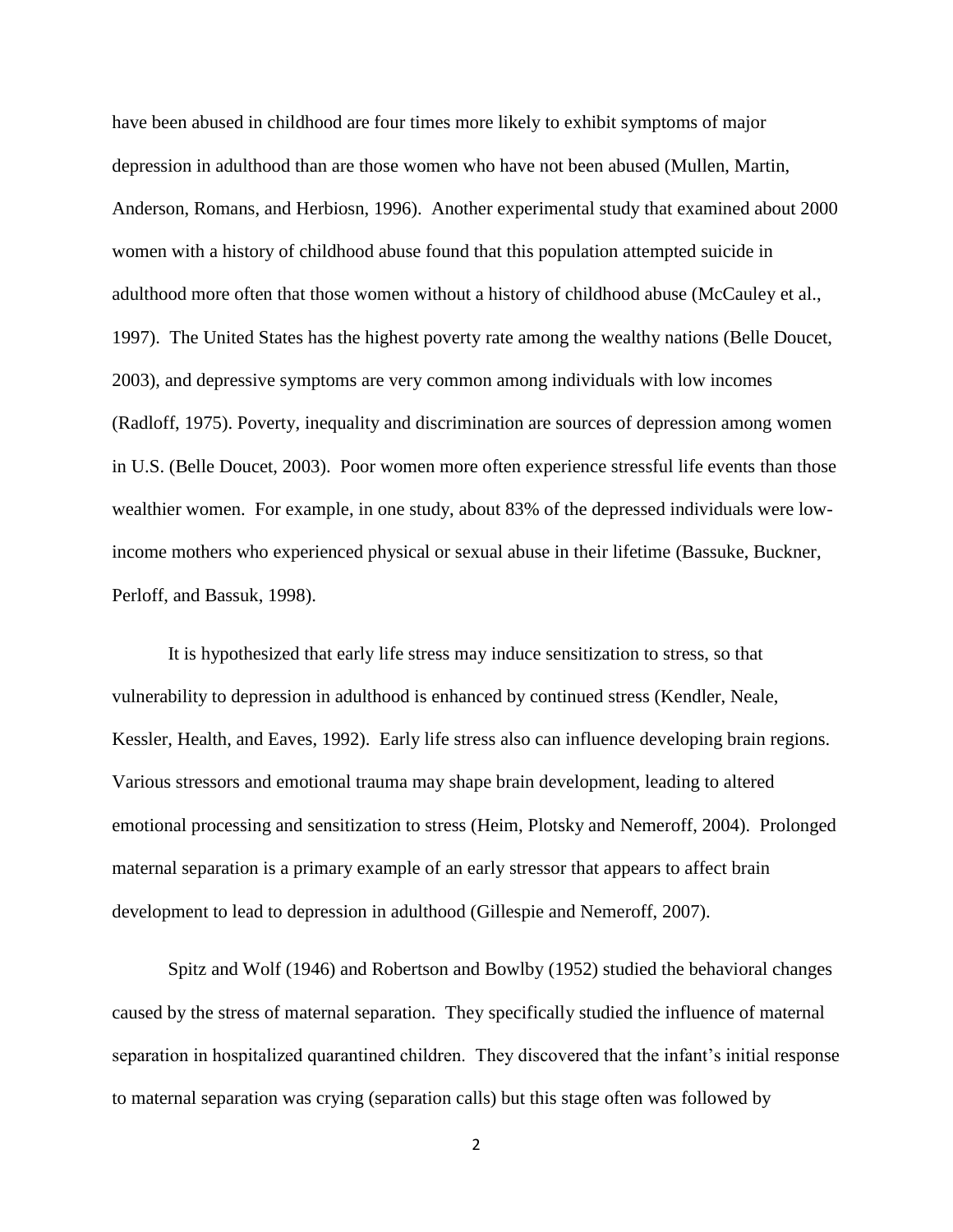have been abused in childhood are four times more likely to exhibit symptoms of major depression in adulthood than are those women who have not been abused (Mullen, Martin, Anderson, Romans, and Herbiosn, 1996). Another experimental study that examined about 2000 women with a history of childhood abuse found that this population attempted suicide in adulthood more often that those women without a history of childhood abuse (McCauley et al., 1997). The United States has the highest poverty rate among the wealthy nations (Belle Doucet, 2003), and depressive symptoms are very common among individuals with low incomes (Radloff, 1975). Poverty, inequality and discrimination are sources of depression among women in U.S. (Belle Doucet, 2003). Poor women more often experience stressful life events than those wealthier women. For example, in one study, about 83% of the depressed individuals were low-income mothers who experienced physical or sexual abuse in their lifetime (Bassuke, Buckner, Perloff, and Bassuk, 1998).

It is hypothesized that early life stress may induce sensitization to stress, so that vulnerability to depression in adulthood is enhanced by continued stress (Kendler, Neale, Kessler, Health, and Eaves, 1992). Early life stress also can influence developing brain regions. Various stressors and emotional trauma may shape brain development, leading to altered emotional processing and sensitization to stress (Heim, Plotsky and Nemeroff, 2004). Prolonged maternal separation is a primary example of an early stressor that appears to affect brain development to lead to depression in adulthood (Gillespie and Nemeroff, 2007).

Spitz and Wolf (1946) and Robertson and Bowlby (1952) studied the behavioral changes caused by the stress of maternal separation. They specifically studied the influence of maternal separation in hospitalized quarantined children. They discovered that the infant's initial response to maternal separation was crying (separation calls) but this stage often was followed by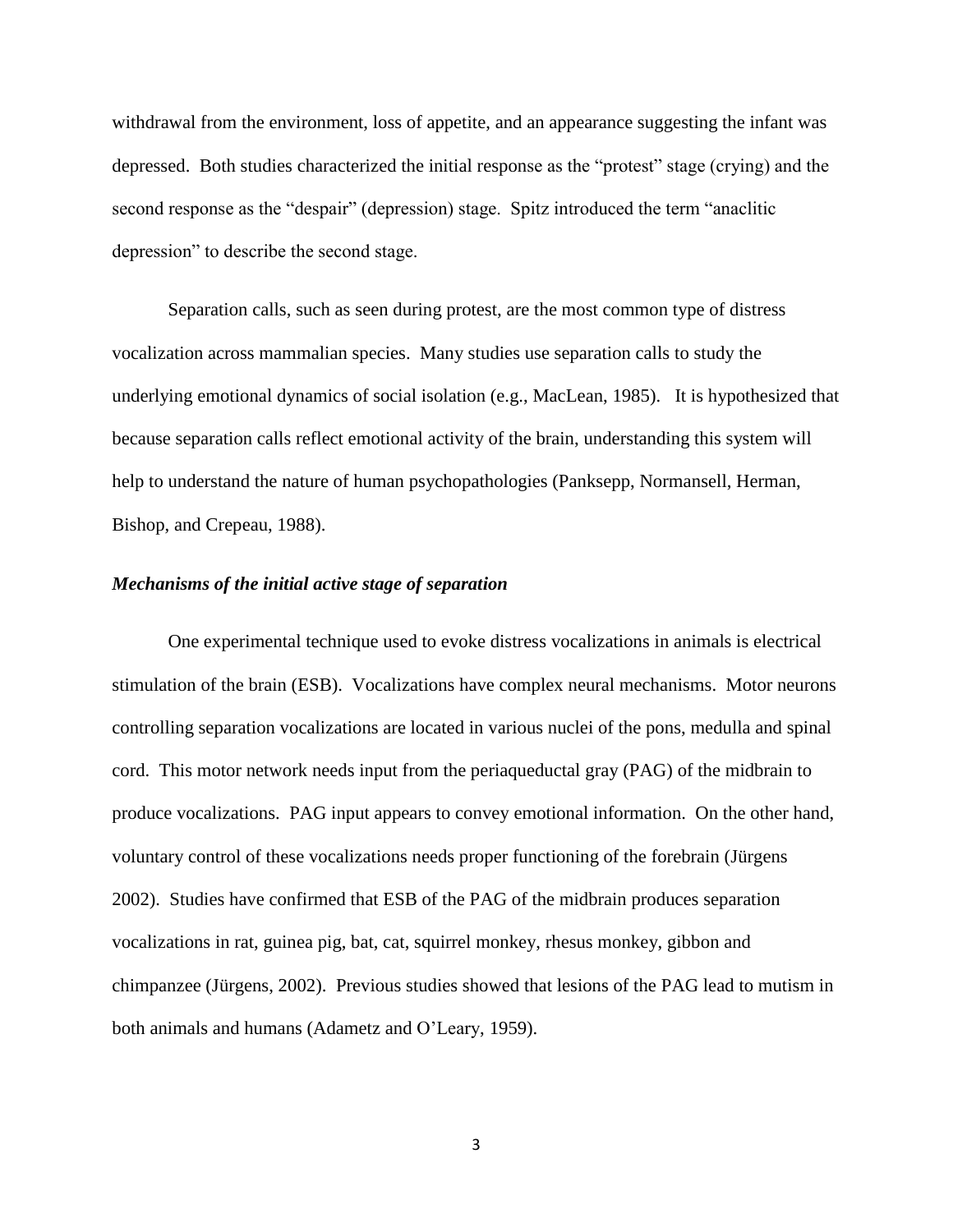withdrawal from the environment, loss of appetite, and an appearance suggesting the infant was depressed. Both studies characterized the initial response as the "protest" stage (crying) and the second response as the "despair" (depression) stage. Spitz introduced the term "anaclitic depression" to describe the second stage.

Separation calls, such as seen during protest, are the most common type of distress vocalization across mammalian species. Many studies use separation calls to study the underlying emotional dynamics of social isolation (e.g., MacLean, 1985). It is hypothesized that because separation calls reflect emotional activity of the brain, understanding this system will help to understand the nature of human psychopathologies (Panksepp, Normansell, Herman, Bishop, and Crepeau, 1988).

### *Mechanisms of the initial active stage of separation*

One experimental technique used to evoke distress vocalizations in animals is electrical stimulation of the brain (ESB). Vocalizations have complex neural mechanisms. Motor neurons controlling separation vocalizations are located in various nuclei of the pons, medulla and spinal cord. This motor network needs input from the periaqueductal gray (PAG) of the midbrain to produce vocalizations. PAG input appears to convey emotional information. On the other hand, voluntary control of these vocalizations needs proper functioning of the forebrain (Jürgens 2002). Studies have confirmed that ESB of the PAG of the midbrain produces separation vocalizations in rat, guinea pig, bat, cat, squirrel monkey, rhesus monkey, gibbon and chimpanzee (Jürgens, 2002). Previous studies showed that lesions of the PAG lead to mutism in both animals and humans (Adametz and O'Leary, 1959).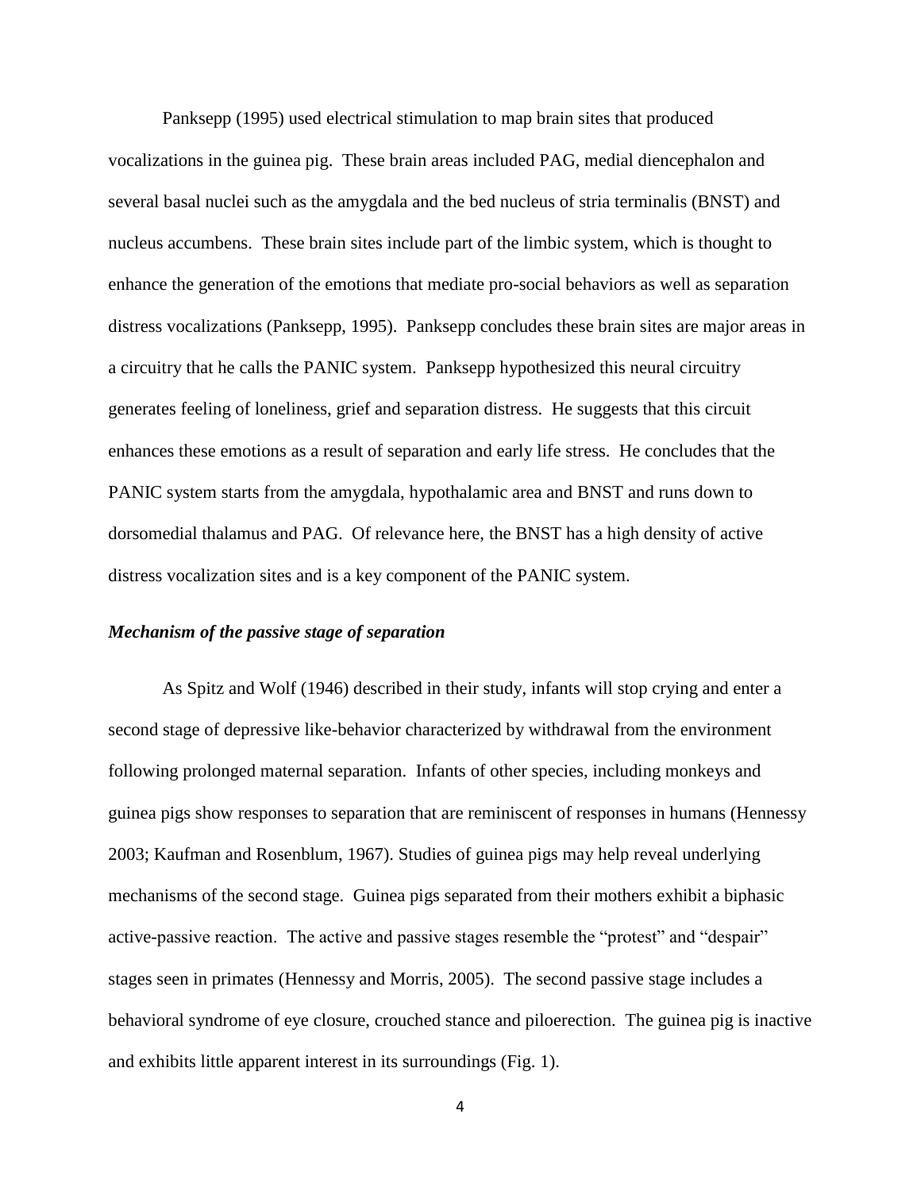Panksepp (1995) used electrical stimulation to map brain sites that produced vocalizations in the guinea pig. These brain areas included PAG, medial diencephalon and several basal nuclei such as the amygdala and the bed nucleus of stria terminalis (BNST) and nucleus accumbens. These brain sites include part of the limbic system, which is thought to enhance the generation of the emotions that mediate pro-social behaviors as well as separation distress vocalizations (Panksepp, 1995). Panksepp concludes these brain sites are major areas in a circuitry that he calls the PANIC system. Panksepp hypothesized this neural circuitry generates feeling of loneliness, grief and separation distress. He suggests that this circuit enhances these emotions as a result of separation and early life stress. He concludes that the PANIC system starts from the amygdala, hypothalamic area and BNST and runs down to dorsomedial thalamus and PAG. Of relevance here, the BNST has a high density of active distress vocalization sites and is a key component of the PANIC system.

### *Mechanism of the passive stage of separation*

As Spitz and Wolf (1946) described in their study, infants will stop crying and enter a second stage of depressive like-behavior characterized by withdrawal from the environment following prolonged maternal separation. Infants of other species, including monkeys and guinea pigs show responses to separation that are reminiscent of responses in humans (Hennessy 2003; Kaufman and Rosenblum, 1967). Studies of guinea pigs may help reveal underlying mechanisms of the second stage. Guinea pigs separated from their mothers exhibit a biphasic active-passive reaction. The active and passive stages resemble the "protest" and "despair" stages seen in primates (Hennessy and Morris, 2005). The second passive stage includes a behavioral syndrome of eye closure, crouched stance and piloerection. The guinea pig is inactive and exhibits little apparent interest in its surroundings (Fig. 1).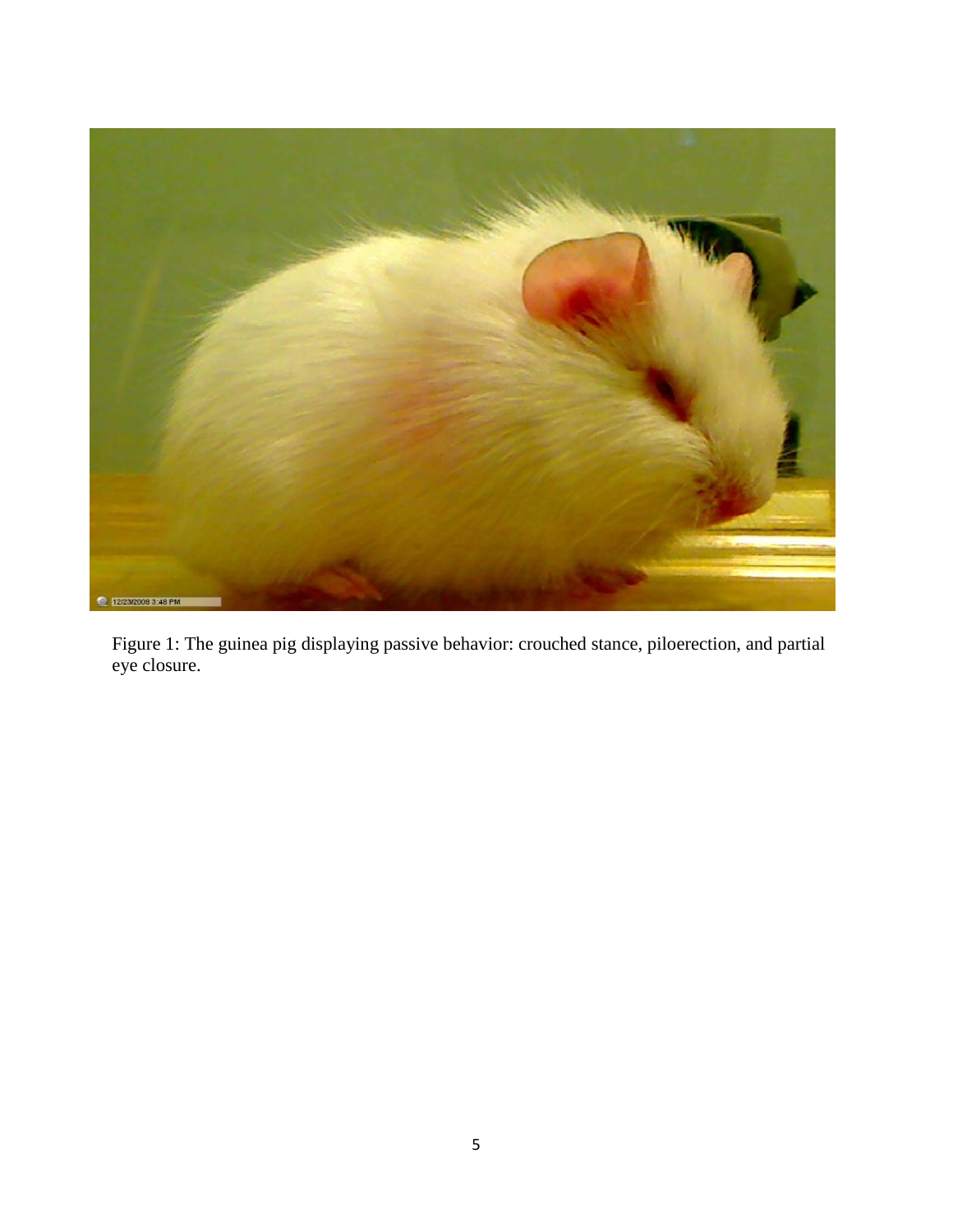Figure 1: The guinea pig displaying passive behavior: crouched stance, piloerection, and partial eye closure.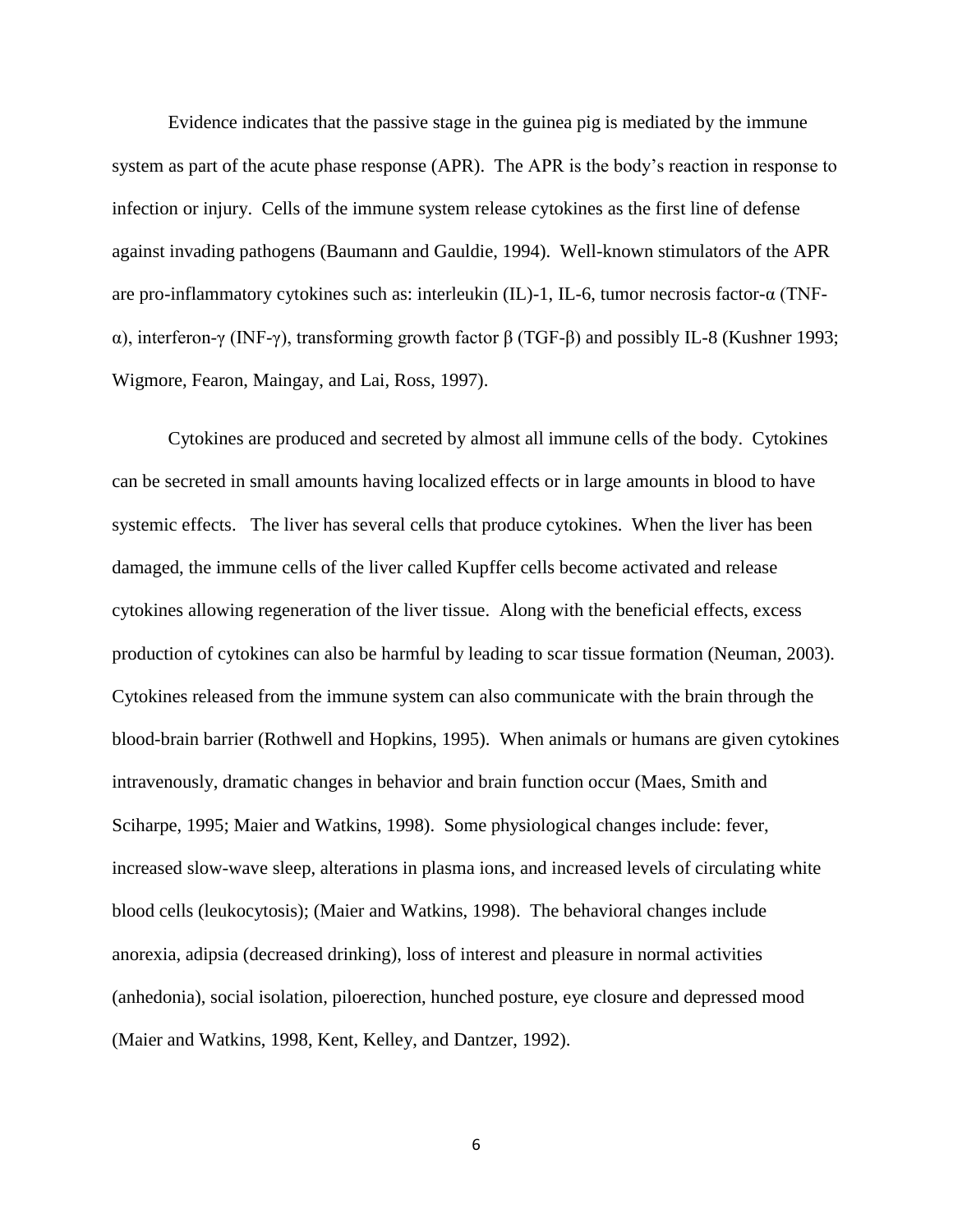Evidence indicates that the passive stage in the guinea pig is mediated by the immune system as part of the acute phase response (APR). The APR is the body's reaction in response to infection or injury. Cells of the immune system release cytokines as the first line of defense against invading pathogens (Baumann and Gauldie, 1994). Well-known stimulators of the APR are pro-inflammatory cytokines such as: interleukin (IL)-1, IL-6, tumor necrosis factor-α (TNF-α), interferon-γ (INF-γ), transforming growth factor β (TGF-β) and possibly IL-8 (Kushner 1993; Wigmore, Fearon, Maingay, and Lai, Ross, 1997).

Cytokines are produced and secreted by almost all immune cells of the body. Cytokines can be secreted in small amounts having localized effects or in large amounts in blood to have systemic effects. The liver has several cells that produce cytokines. When the liver has been damaged, the immune cells of the liver called Kupffer cells become activated and release cytokines allowing regeneration of the liver tissue. Along with the beneficial effects, excess production of cytokines can also be harmful by leading to scar tissue formation (Neuman, 2003). Cytokines released from the immune system can also communicate with the brain through the blood-brain barrier (Rothwell and Hopkins, 1995). When animals or humans are given cytokines intravenously, dramatic changes in behavior and brain function occur (Maes, Smith and Sciharpe, 1995; Maier and Watkins, 1998). Some physiological changes include: fever, increased slow-wave sleep, alterations in plasma ions, and increased levels of circulating white blood cells (leukocytosis); (Maier and Watkins, 1998). The behavioral changes include anorexia, adipsia (decreased drinking), loss of interest and pleasure in normal activities (anhedonia), social isolation, piloerection, hunched posture, eye closure and depressed mood (Maier and Watkins, 1998, Kent, Kelley, and Dantzer, 1992).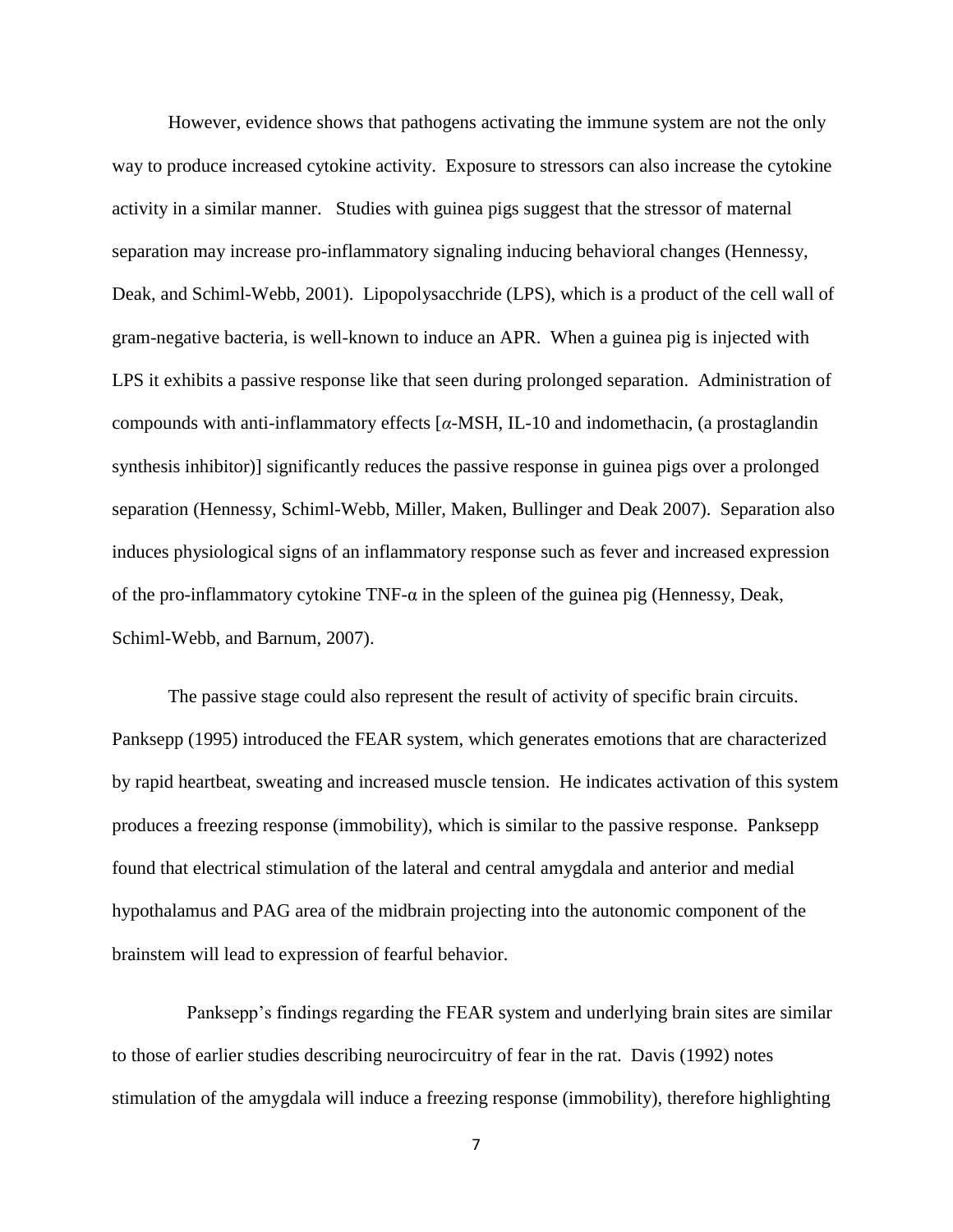However, evidence shows that pathogens activating the immune system are not the only way to produce increased cytokine activity. Exposure to stressors can also increase the cytokine activity in a similar manner. Studies with guinea pigs suggest that the stressor of maternal separation may increase pro-inflammatory signaling inducing behavioral changes (Hennessy, Deak, and Schiml-Webb, 2001). Lipopolysacchride (LPS), which is a product of the cell wall of gram-negative bacteria, is well-known to induce an APR. When a guinea pig is injected with LPS it exhibits a passive response like that seen during prolonged separation. Administration of compounds with anti-inflammatory effects [*α*-MSH, IL-10 and indomethacin, (a prostaglandin synthesis inhibitor)] significantly reduces the passive response in guinea pigs over a prolonged separation (Hennessy, Schiml-Webb, Miller, Maken, Bullinger and Deak 2007). Separation also induces physiological signs of an inflammatory response such as fever and increased expression of the pro-inflammatory cytokine TNF-α in the spleen of the guinea pig (Hennessy, Deak, Schiml-Webb, and Barnum, 2007).

The passive stage could also represent the result of activity of specific brain circuits. Panksepp (1995) introduced the FEAR system, which generates emotions that are characterized by rapid heartbeat, sweating and increased muscle tension. He indicates activation of this system produces a freezing response (immobility), which is similar to the passive response. Panksepp found that electrical stimulation of the lateral and central amygdala and anterior and medial hypothalamus and PAG area of the midbrain projecting into the autonomic component of the brainstem will lead to expression of fearful behavior.

Panksepp's findings regarding the FEAR system and underlying brain sites are similar to those of earlier studies describing neurocircuitry of fear in the rat. Davis (1992) notes stimulation of the amygdala will induce a freezing response (immobility), therefore highlighting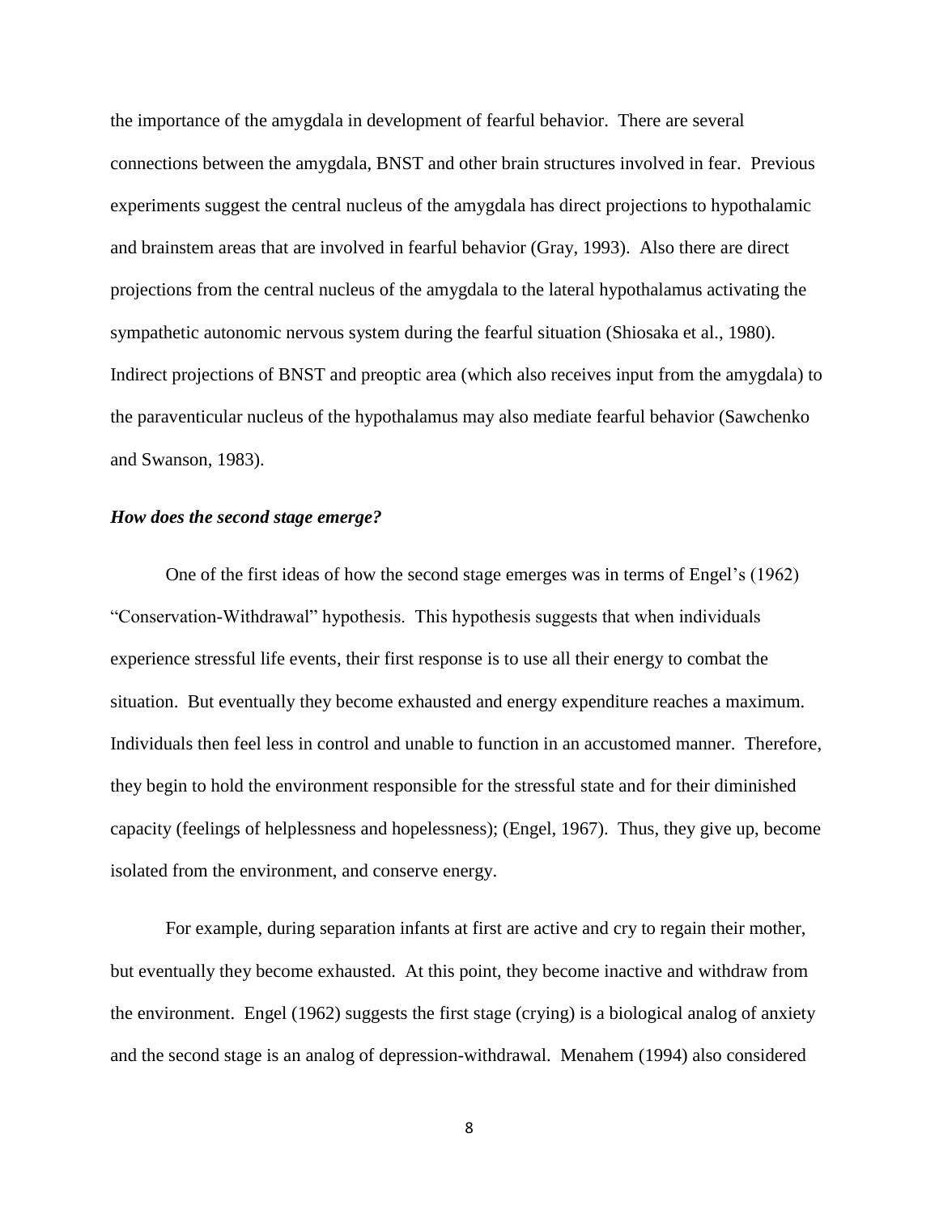the importance of the amygdala in development of fearful behavior. There are several connections between the amygdala, BNST and other brain structures involved in fear. Previous experiments suggest the central nucleus of the amygdala has direct projections to hypothalamic and brainstem areas that are involved in fearful behavior (Gray, 1993). Also there are direct projections from the central nucleus of the amygdala to the lateral hypothalamus activating the sympathetic autonomic nervous system during the fearful situation (Shiosaka et al., 1980). Indirect projections of BNST and preoptic area (which also receives input from the amygdala) to the paraventicular nucleus of the hypothalamus may also mediate fearful behavior (Sawchenko and Swanson, 1983).

### *How does the second stage emerge?*

One of the first ideas of how the second stage emerges was in terms of Engel's (1962) "Conservation-Withdrawal" hypothesis. This hypothesis suggests that when individuals experience stressful life events, their first response is to use all their energy to combat the situation. But eventually they become exhausted and energy expenditure reaches a maximum. Individuals then feel less in control and unable to function in an accustomed manner. Therefore, they begin to hold the environment responsible for the stressful state and for their diminished capacity (feelings of helplessness and hopelessness); (Engel, 1967). Thus, they give up, become isolated from the environment, and conserve energy.

For example, during separation infants at first are active and cry to regain their mother, but eventually they become exhausted. At this point, they become inactive and withdraw from the environment. Engel (1962) suggests the first stage (crying) is a biological analog of anxiety and the second stage is an analog of depression-withdrawal. Menahem (1994) also considered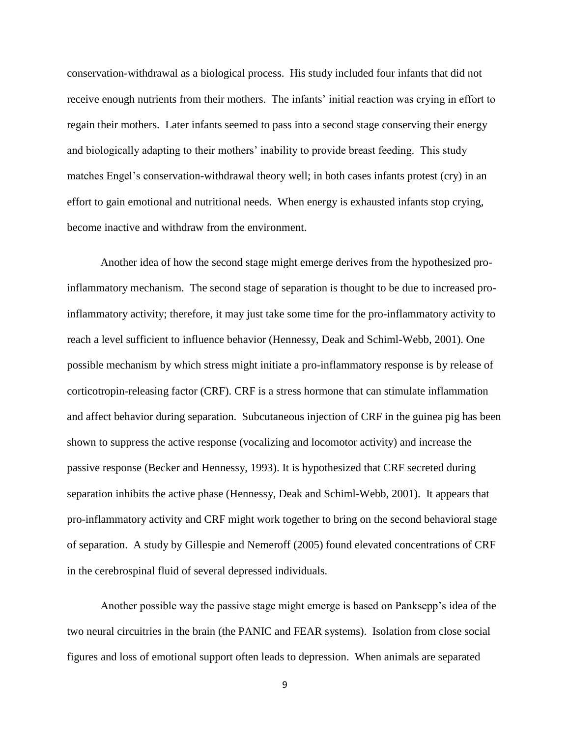conservation-withdrawal as a biological process. His study included four infants that did not receive enough nutrients from their mothers. The infants' initial reaction was crying in effort to regain their mothers. Later infants seemed to pass into a second stage conserving their energy and biologically adapting to their mothers' inability to provide breast feeding. This study matches Engel's conservation-withdrawal theory well; in both cases infants protest (cry) in an effort to gain emotional and nutritional needs. When energy is exhausted infants stop crying, become inactive and withdraw from the environment.

Another idea of how the second stage might emerge derives from the hypothesized pro-inflammatory mechanism. The second stage of separation is thought to be due to increased pro-inflammatory activity; therefore, it may just take some time for the pro-inflammatory activity to reach a level sufficient to influence behavior (Hennessy, Deak and Schiml-Webb, 2001). One possible mechanism by which stress might initiate a pro-inflammatory response is by release of corticotropin-releasing factor (CRF). CRF is a stress hormone that can stimulate inflammation and affect behavior during separation. Subcutaneous injection of CRF in the guinea pig has been shown to suppress the active response (vocalizing and locomotor activity) and increase the passive response (Becker and Hennessy, 1993). It is hypothesized that CRF secreted during separation inhibits the active phase (Hennessy, Deak and Schiml-Webb, 2001). It appears that pro-inflammatory activity and CRF might work together to bring on the second behavioral stage of separation. A study by Gillespie and Nemeroff (2005) found elevated concentrations of CRF in the cerebrospinal fluid of several depressed individuals.

Another possible way the passive stage might emerge is based on Panksepp's idea of the two neural circuitries in the brain (the PANIC and FEAR systems). Isolation from close social figures and loss of emotional support often leads to depression. When animals are separated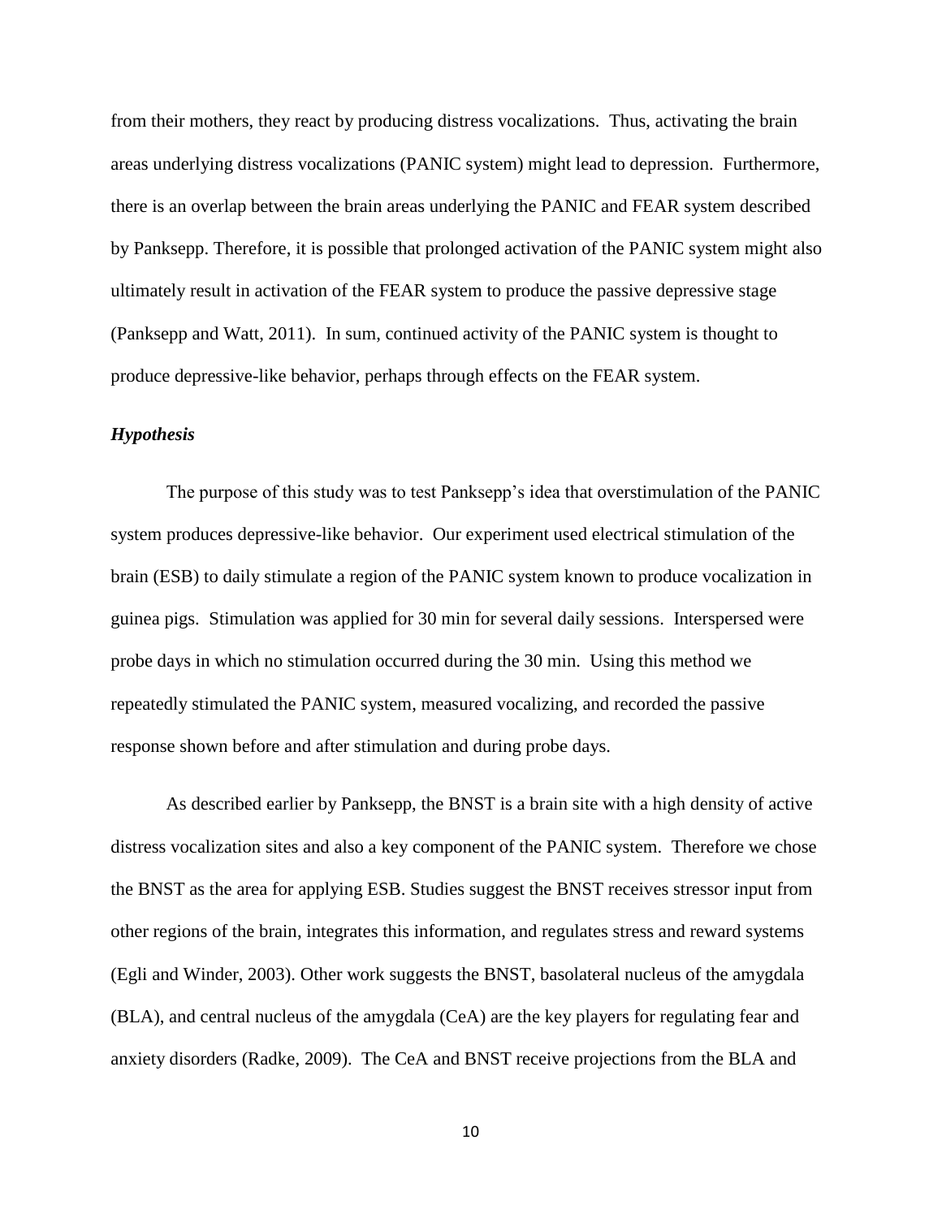from their mothers, they react by producing distress vocalizations. Thus, activating the brain areas underlying distress vocalizations (PANIC system) might lead to depression. Furthermore, there is an overlap between the brain areas underlying the PANIC and FEAR system described by Panksepp. Therefore, it is possible that prolonged activation of the PANIC system might also ultimately result in activation of the FEAR system to produce the passive depressive stage (Panksepp and Watt, 2011). In sum, continued activity of the PANIC system is thought to produce depressive-like behavior, perhaps through effects on the FEAR system.

### *Hypothesis*

The purpose of this study was to test Panksepp's idea that overstimulation of the PANIC system produces depressive-like behavior. Our experiment used electrical stimulation of the brain (ESB) to daily stimulate a region of the PANIC system known to produce vocalization in guinea pigs. Stimulation was applied for 30 min for several daily sessions. Interspersed were probe days in which no stimulation occurred during the 30 min. Using this method we repeatedly stimulated the PANIC system, measured vocalizing, and recorded the passive response shown before and after stimulation and during probe days.

As described earlier by Panksepp, the BNST is a brain site with a high density of active distress vocalization sites and also a key component of the PANIC system. Therefore we chose the BNST as the area for applying ESB. Studies suggest the BNST receives stressor input from other regions of the brain, integrates this information, and regulates stress and reward systems (Egli and Winder, 2003). Other work suggests the BNST, basolateral nucleus of the amygdala (BLA), and central nucleus of the amygdala (CeA) are the key players for regulating fear and anxiety disorders (Radke, 2009). The CeA and BNST receive projections from the BLA and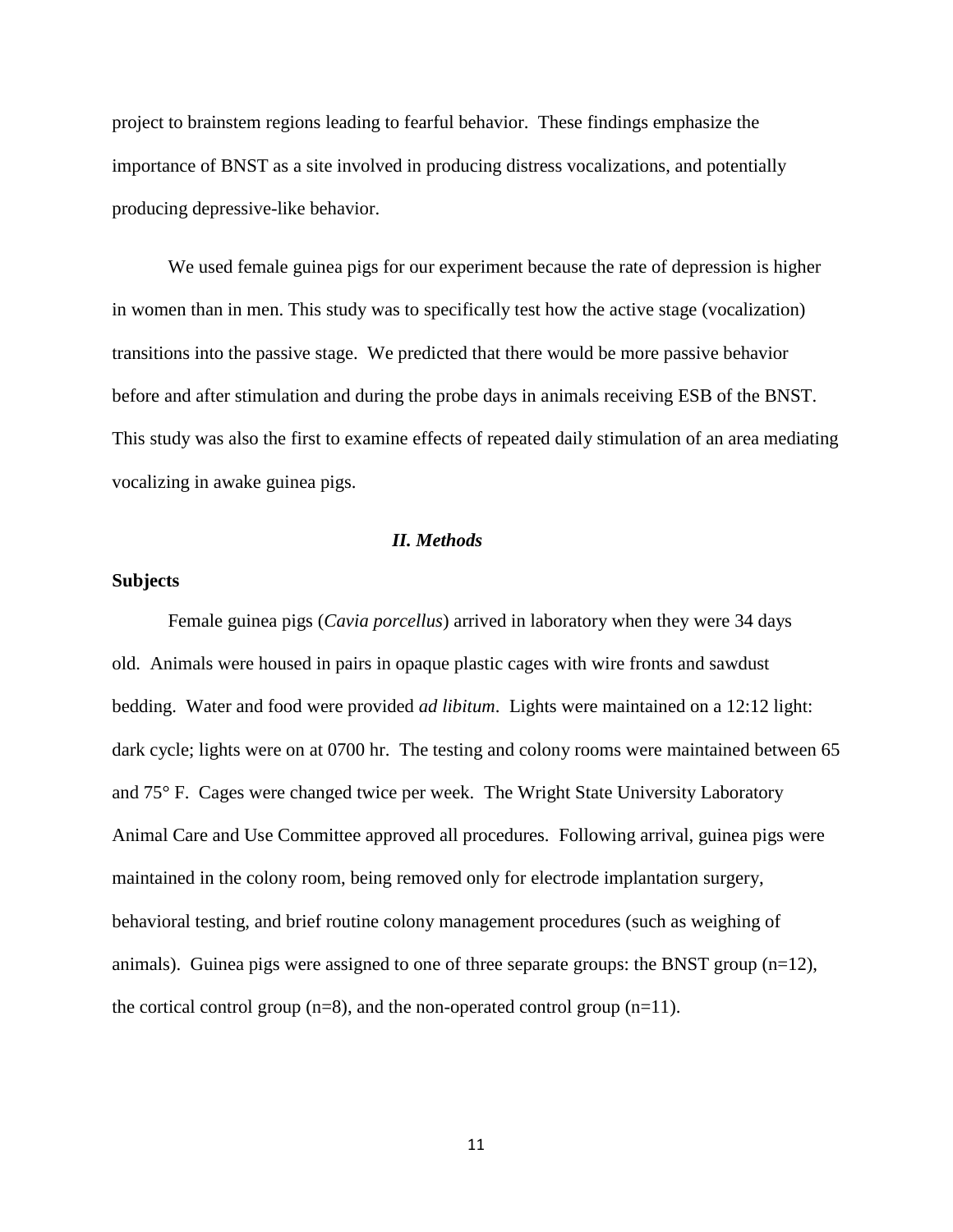project to brainstem regions leading to fearful behavior. These findings emphasize the importance of BNST as a site involved in producing distress vocalizations, and potentially producing depressive-like behavior.

We used female guinea pigs for our experiment because the rate of depression is higher in women than in men. This study was to specifically test how the active stage (vocalization) transitions into the passive stage. We predicted that there would be more passive behavior before and after stimulation and during the probe days in animals receiving ESB of the BNST. This study was also the first to examine effects of repeated daily stimulation of an area mediating vocalizing in awake guinea pigs.

## *II. Methods*

### Subjects

Female guinea pigs (*Cavia porcellus*) arrived in laboratory when they were 34 days old. Animals were housed in pairs in opaque plastic cages with wire fronts and sawdust bedding. Water and food were provided *ad libitum*. Lights were maintained on a 12:12 light: dark cycle; lights were on at 0700 hr. The testing and colony rooms were maintained between 65 and 75° F. Cages were changed twice per week. The Wright State University Laboratory Animal Care and Use Committee approved all procedures. Following arrival, guinea pigs were maintained in the colony room, being removed only for electrode implantation surgery, behavioral testing, and brief routine colony management procedures (such as weighing of animals). Guinea pigs were assigned to one of three separate groups: the BNST group (n=12), the cortical control group (n=8), and the non-operated control group (n=11).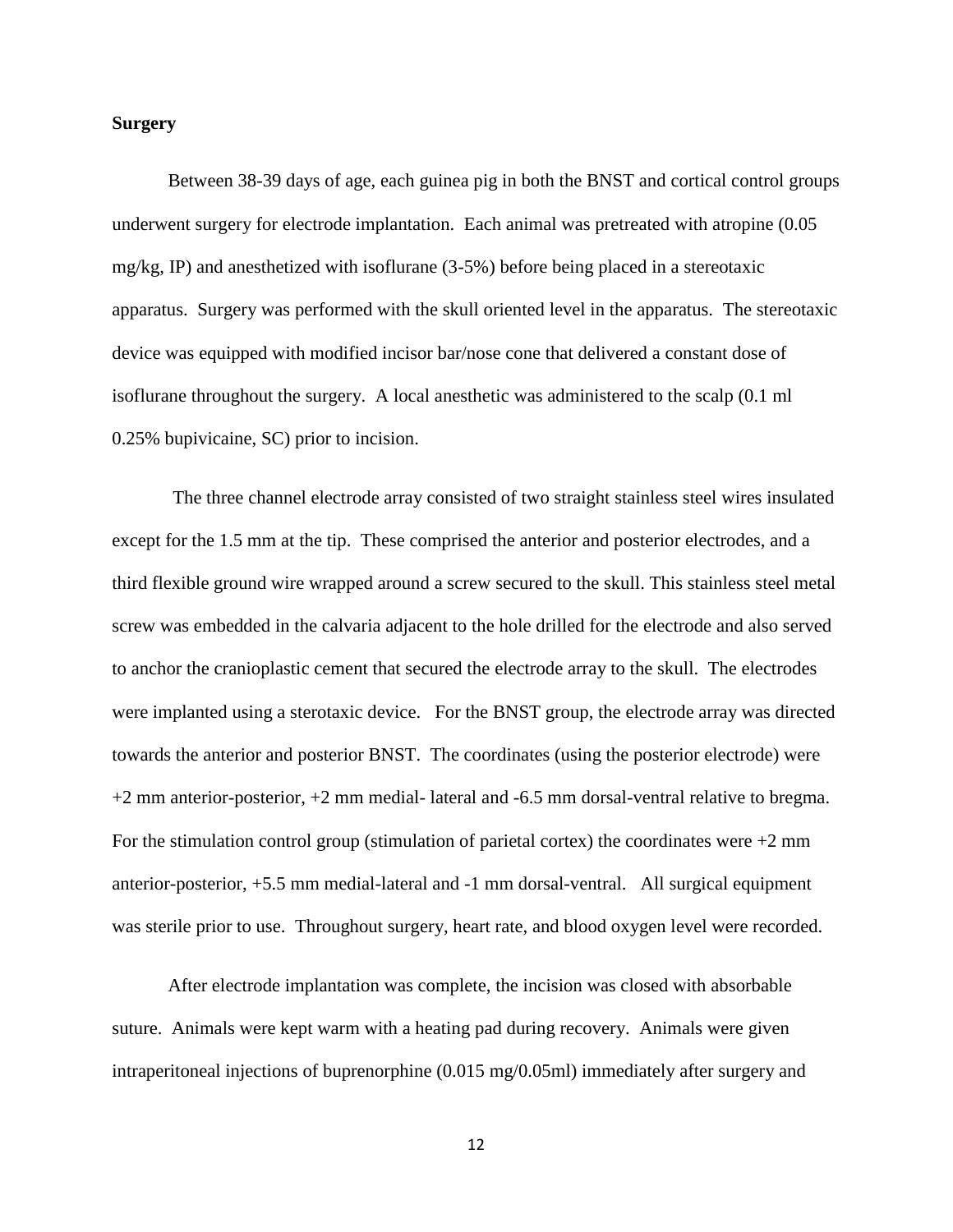**Surgery**

Between 38-39 days of age, each guinea pig in both the BNST and cortical control groups underwent surgery for electrode implantation. Each animal was pretreated with atropine (0.05 mg/kg, IP) and anesthetized with isoflurane (3-5%) before being placed in a stereotaxic apparatus. Surgery was performed with the skull oriented level in the apparatus. The stereotaxic device was equipped with modified incisor bar/nose cone that delivered a constant dose of isoflurane throughout the surgery. A local anesthetic was administered to the scalp (0.1 ml 0.25% bupivicaine, SC) prior to incision.

The three channel electrode array consisted of two straight stainless steel wires insulated except for the 1.5 mm at the tip. These comprised the anterior and posterior electrodes, and a third flexible ground wire wrapped around a screw secured to the skull. This stainless steel metal screw was embedded in the calvaria adjacent to the hole drilled for the electrode and also served to anchor the cranioplastic cement that secured the electrode array to the skull. The electrodes were implanted using a sterotaxic device. For the BNST group, the electrode array was directed towards the anterior and posterior BNST. The coordinates (using the posterior electrode) were +2 mm anterior-posterior, +2 mm medial- lateral and -6.5 mm dorsal-ventral relative to bregma. For the stimulation control group (stimulation of parietal cortex) the coordinates were +2 mm anterior-posterior, +5.5 mm medial-lateral and -1 mm dorsal-ventral. All surgical equipment was sterile prior to use. Throughout surgery, heart rate, and blood oxygen level were recorded.

After electrode implantation was complete, the incision was closed with absorbable suture. Animals were kept warm with a heating pad during recovery. Animals were given intraperitoneal injections of buprenorphine (0.015 mg/0.05ml) immediately after surgery and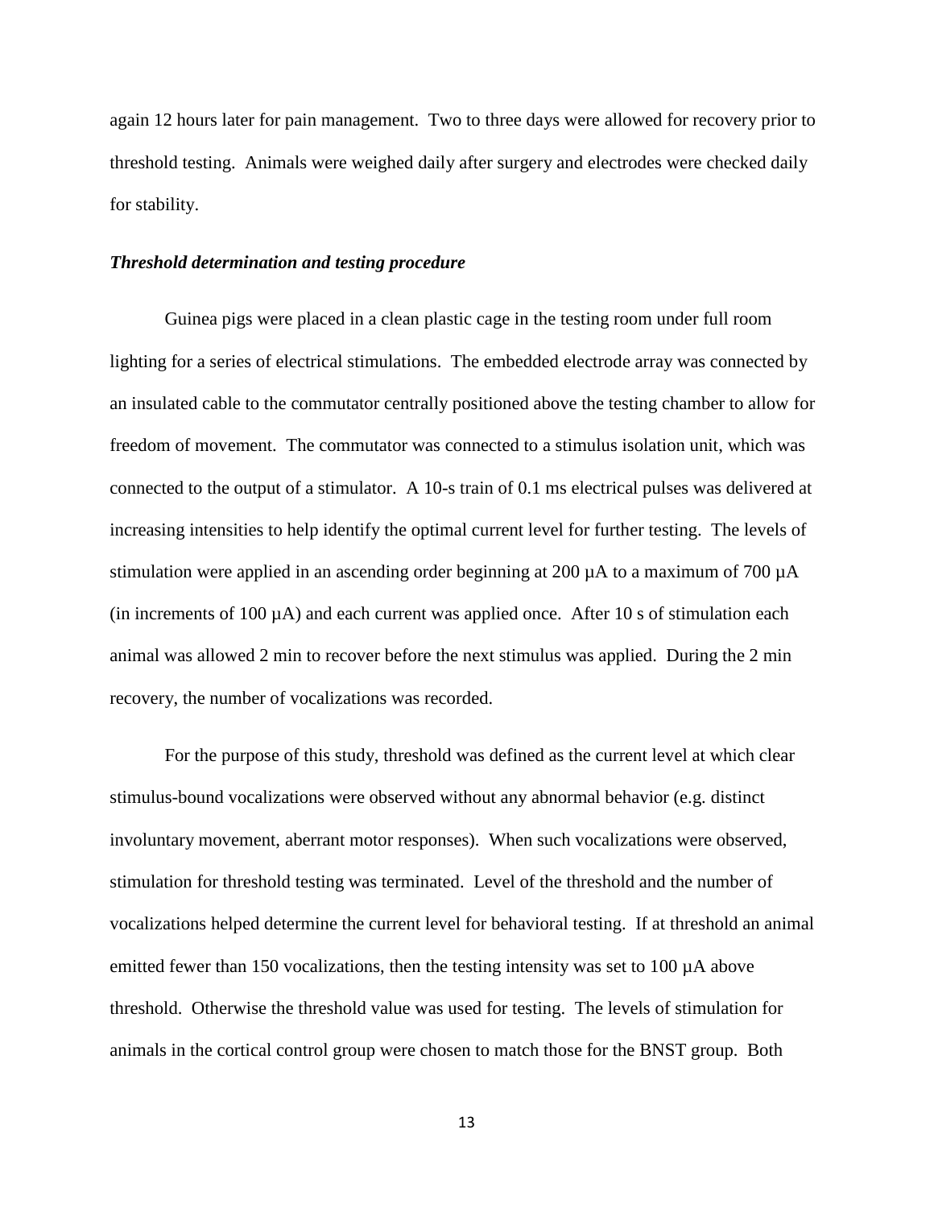again 12 hours later for pain management. Two to three days were allowed for recovery prior to threshold testing. Animals were weighed daily after surgery and electrodes were checked daily for stability.

### *Threshold determination and testing procedure*

Guinea pigs were placed in a clean plastic cage in the testing room under full room lighting for a series of electrical stimulations. The embedded electrode array was connected by an insulated cable to the commutator centrally positioned above the testing chamber to allow for freedom of movement. The commutator was connected to a stimulus isolation unit, which was connected to the output of a stimulator. A 10-s train of 0.1 ms electrical pulses was delivered at increasing intensities to help identify the optimal current level for further testing. The levels of stimulation were applied in an ascending order beginning at 200 µA to a maximum of 700 µA (in increments of 100 µA) and each current was applied once. After 10 s of stimulation each animal was allowed 2 min to recover before the next stimulus was applied. During the 2 min recovery, the number of vocalizations was recorded.

For the purpose of this study, threshold was defined as the current level at which clear stimulus-bound vocalizations were observed without any abnormal behavior (e.g. distinct involuntary movement, aberrant motor responses). When such vocalizations were observed, stimulation for threshold testing was terminated. Level of the threshold and the number of vocalizations helped determine the current level for behavioral testing. If at threshold an animal emitted fewer than 150 vocalizations, then the testing intensity was set to 100 µA above threshold. Otherwise the threshold value was used for testing. The levels of stimulation for animals in the cortical control group were chosen to match those for the BNST group. Both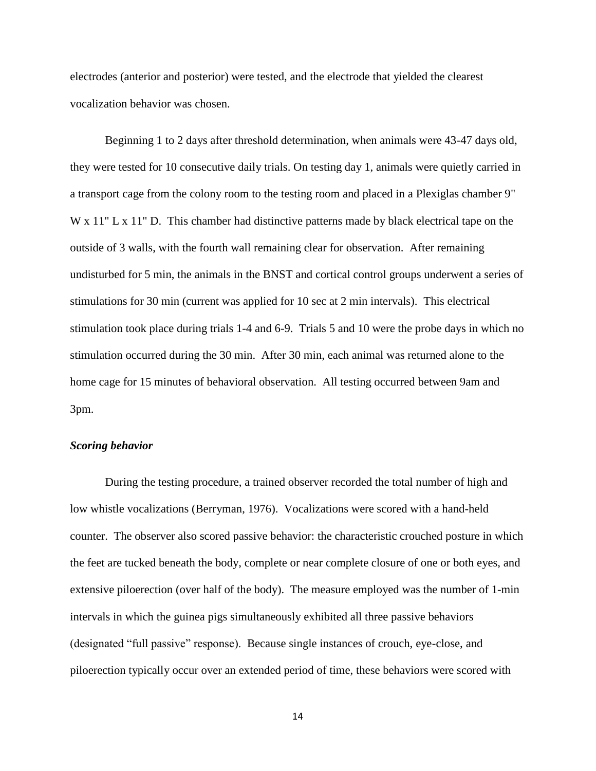electrodes (anterior and posterior) were tested, and the electrode that yielded the clearest vocalization behavior was chosen.

Beginning 1 to 2 days after threshold determination, when animals were 43-47 days old, they were tested for 10 consecutive daily trials. On testing day 1, animals were quietly carried in a transport cage from the colony room to the testing room and placed in a Plexiglas chamber 9" W x 11" L x 11" D. This chamber had distinctive patterns made by black electrical tape on the outside of 3 walls, with the fourth wall remaining clear for observation. After remaining undisturbed for 5 min, the animals in the BNST and cortical control groups underwent a series of stimulations for 30 min (current was applied for 10 sec at 2 min intervals). This electrical stimulation took place during trials 1-4 and 6-9. Trials 5 and 10 were the probe days in which no stimulation occurred during the 30 min. After 30 min, each animal was returned alone to the home cage for 15 minutes of behavioral observation. All testing occurred between 9am and 3pm.

### *Scoring behavior*

During the testing procedure, a trained observer recorded the total number of high and low whistle vocalizations (Berryman, 1976). Vocalizations were scored with a hand-held counter. The observer also scored passive behavior: the characteristic crouched posture in which the feet are tucked beneath the body, complete or near complete closure of one or both eyes, and extensive piloerection (over half of the body). The measure employed was the number of 1-min intervals in which the guinea pigs simultaneously exhibited all three passive behaviors (designated "full passive" response). Because single instances of crouch, eye-close, and piloerection typically occur over an extended period of time, these behaviors were scored with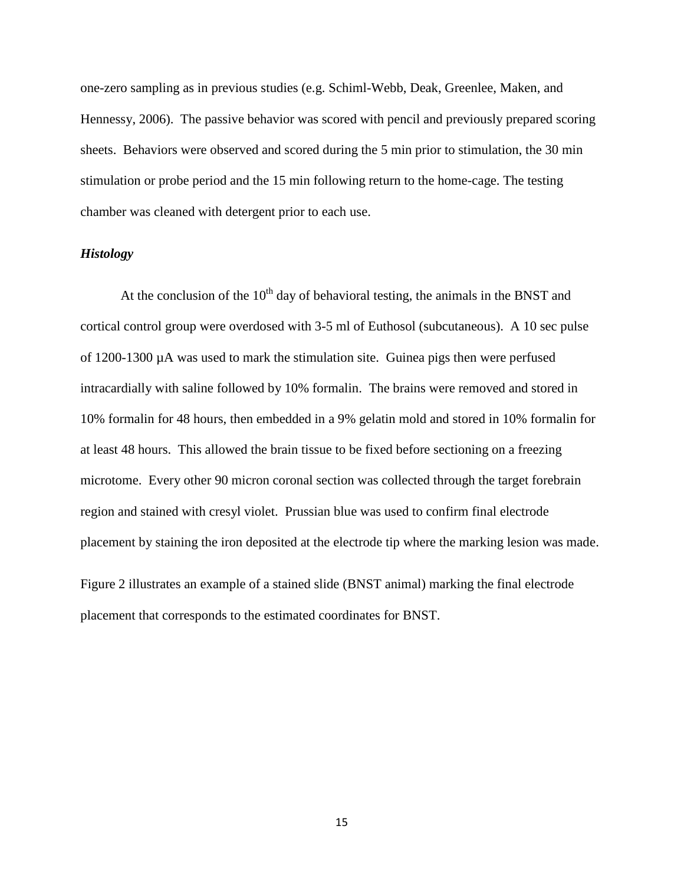one-zero sampling as in previous studies (e.g. Schiml-Webb, Deak, Greenlee, Maken, and Hennessy, 2006). The passive behavior was scored with pencil and previously prepared scoring sheets. Behaviors were observed and scored during the 5 min prior to stimulation, the 30 min stimulation or probe period and the 15 min following return to the home-cage. The testing chamber was cleaned with detergent prior to each use.

### *Histology*

At the conclusion of the $10^{th}$ day of behavioral testing, the animals in the BNST and cortical control group were overdosed with 3-5 ml of Euthosol (subcutaneous). A 10 sec pulse of 1200-1300 µA was used to mark the stimulation site. Guinea pigs then were perfused intracardially with saline followed by 10% formalin. The brains were removed and stored in 10% formalin for 48 hours, then embedded in a 9% gelatin mold and stored in 10% formalin for at least 48 hours. This allowed the brain tissue to be fixed before sectioning on a freezing microtome. Every other 90 micron coronal section was collected through the target forebrain region and stained with cresyl violet. Prussian blue was used to confirm final electrode placement by staining the iron deposited at the electrode tip where the marking lesion was made.

Figure 2 illustrates an example of a stained slide (BNST animal) marking the final electrode placement that corresponds to the estimated coordinates for BNST.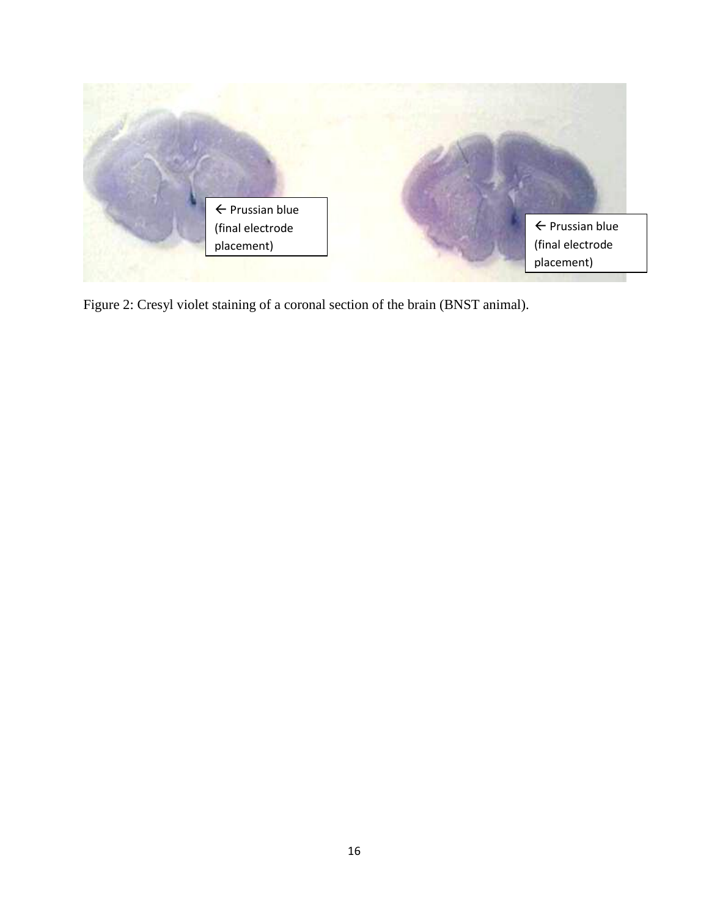← Prussian blue (final electrode placement)

← Prussian blue (final electrode placement)

Figure 2: Cresyl violet staining of a coronal section of the brain (BNST animal).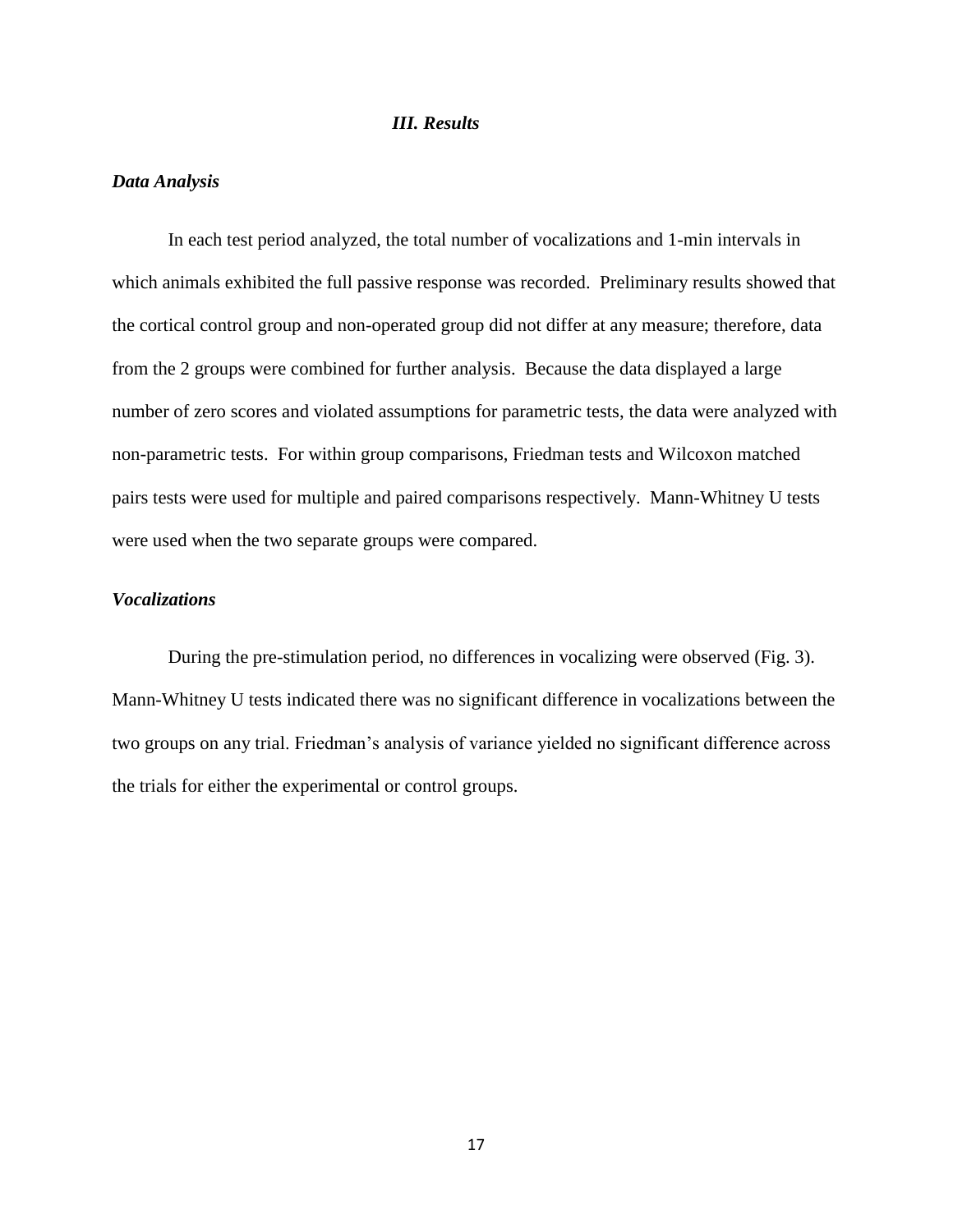## *III. Results*

### *Data Analysis*

In each test period analyzed, the total number of vocalizations and 1-min intervals in which animals exhibited the full passive response was recorded. Preliminary results showed that the cortical control group and non-operated group did not differ at any measure; therefore, data from the 2 groups were combined for further analysis. Because the data displayed a large number of zero scores and violated assumptions for parametric tests, the data were analyzed with non-parametric tests. For within group comparisons, Friedman tests and Wilcoxon matched pairs tests were used for multiple and paired comparisons respectively. Mann-Whitney U tests were used when the two separate groups were compared.

### *Vocalizations*

During the pre-stimulation period, no differences in vocalizing were observed (Fig. 3). Mann-Whitney U tests indicated there was no significant difference in vocalizations between the two groups on any trial. Friedman's analysis of variance yielded no significant difference across the trials for either the experimental or control groups.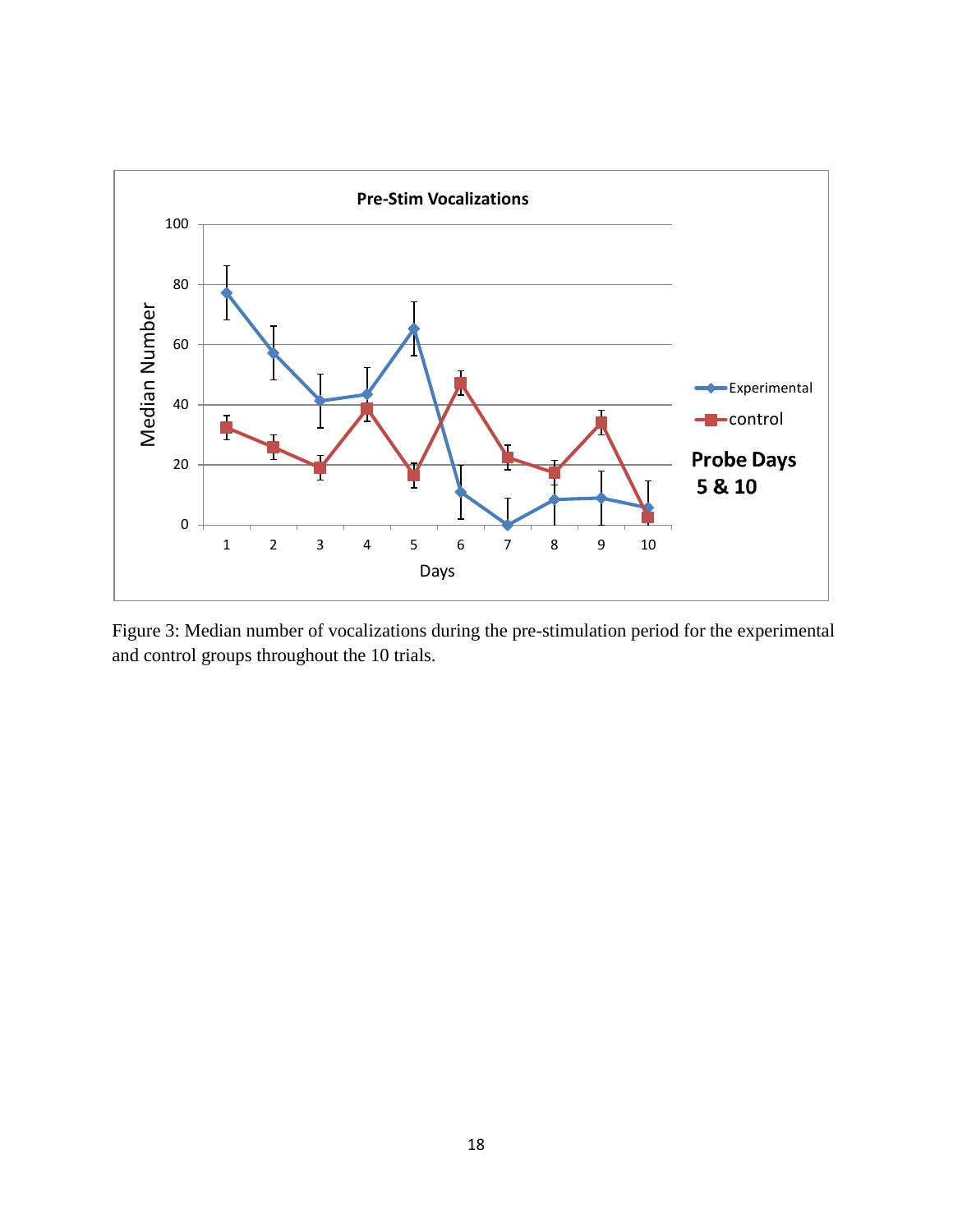Figure 3: Median number of vocalizations during the pre-stimulation period for the experimental and control groups throughout the 10 trials.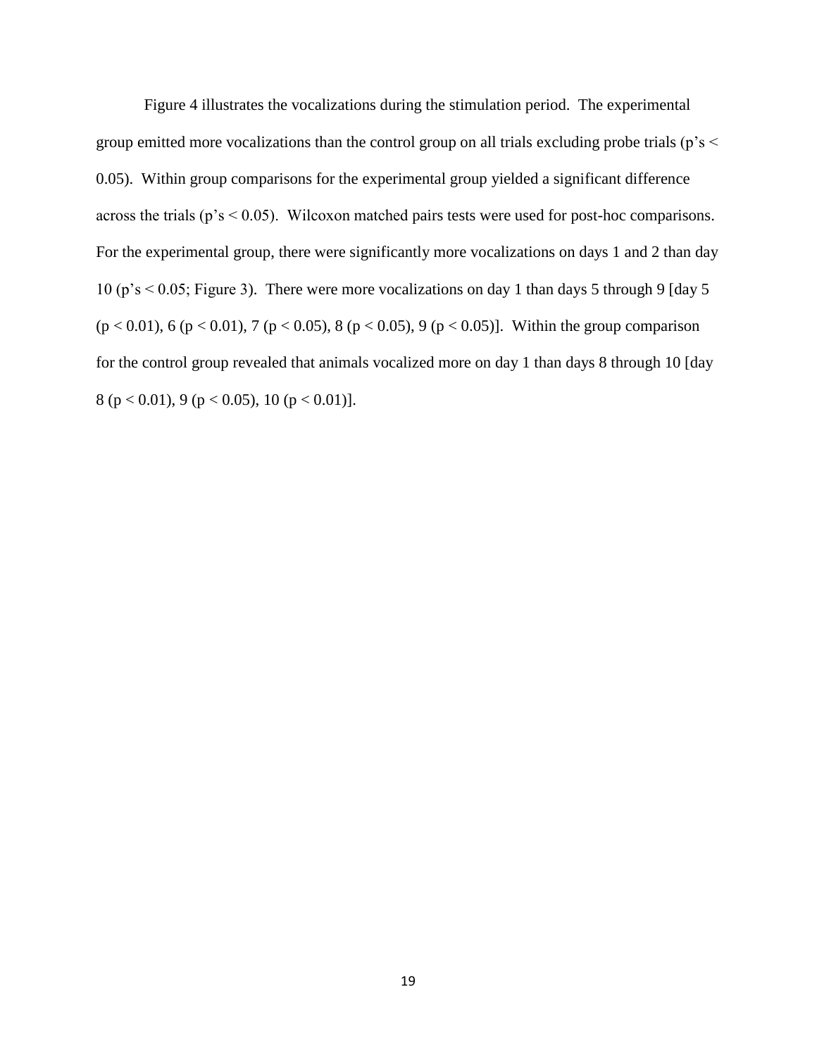Figure 4 illustrates the vocalizations during the stimulation period. The experimental group emitted more vocalizations than the control group on all trials excluding probe trials (p's < 0.05). Within group comparisons for the experimental group yielded a significant difference across the trials (p's < 0.05). Wilcoxon matched pairs tests were used for post-hoc comparisons. For the experimental group, there were significantly more vocalizations on days 1 and 2 than day 10 (p's < 0.05; Figure 3). There were more vocalizations on day 1 than days 5 through 9 [day 5 ($p < 0.01$), 6 ($p < 0.01$), 7 ($p < 0.05$), 8 ($p < 0.05$), 9 ($p < 0.05$)]. Within the group comparison for the control group revealed that animals vocalized more on day 1 than days 8 through 10 [day 8 ($p < 0.01$), 9 ($p < 0.05$), 10 ($p < 0.01$)].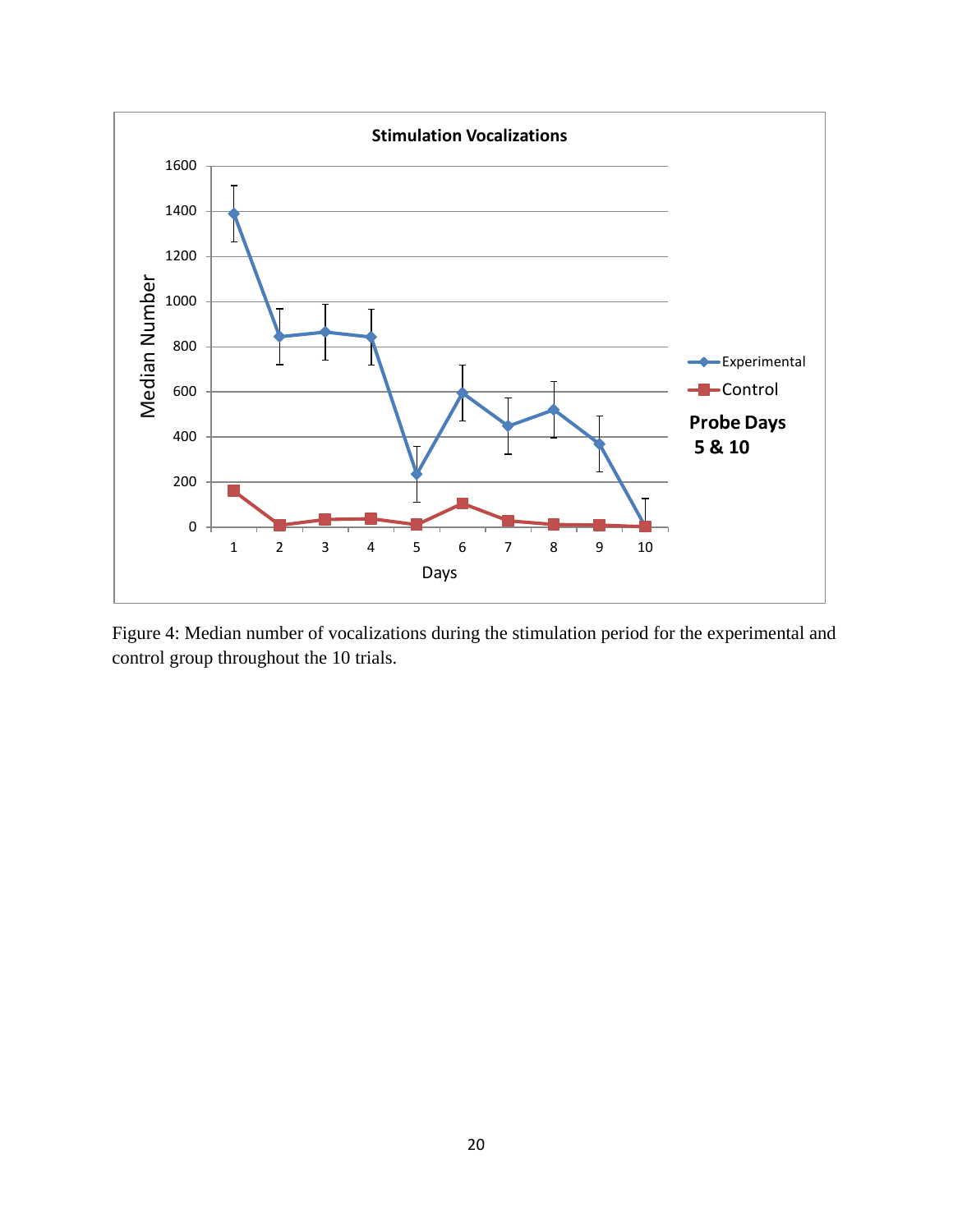Figure 4: Median number of vocalizations during the stimulation period for the experimental and control group throughout the 10 trials.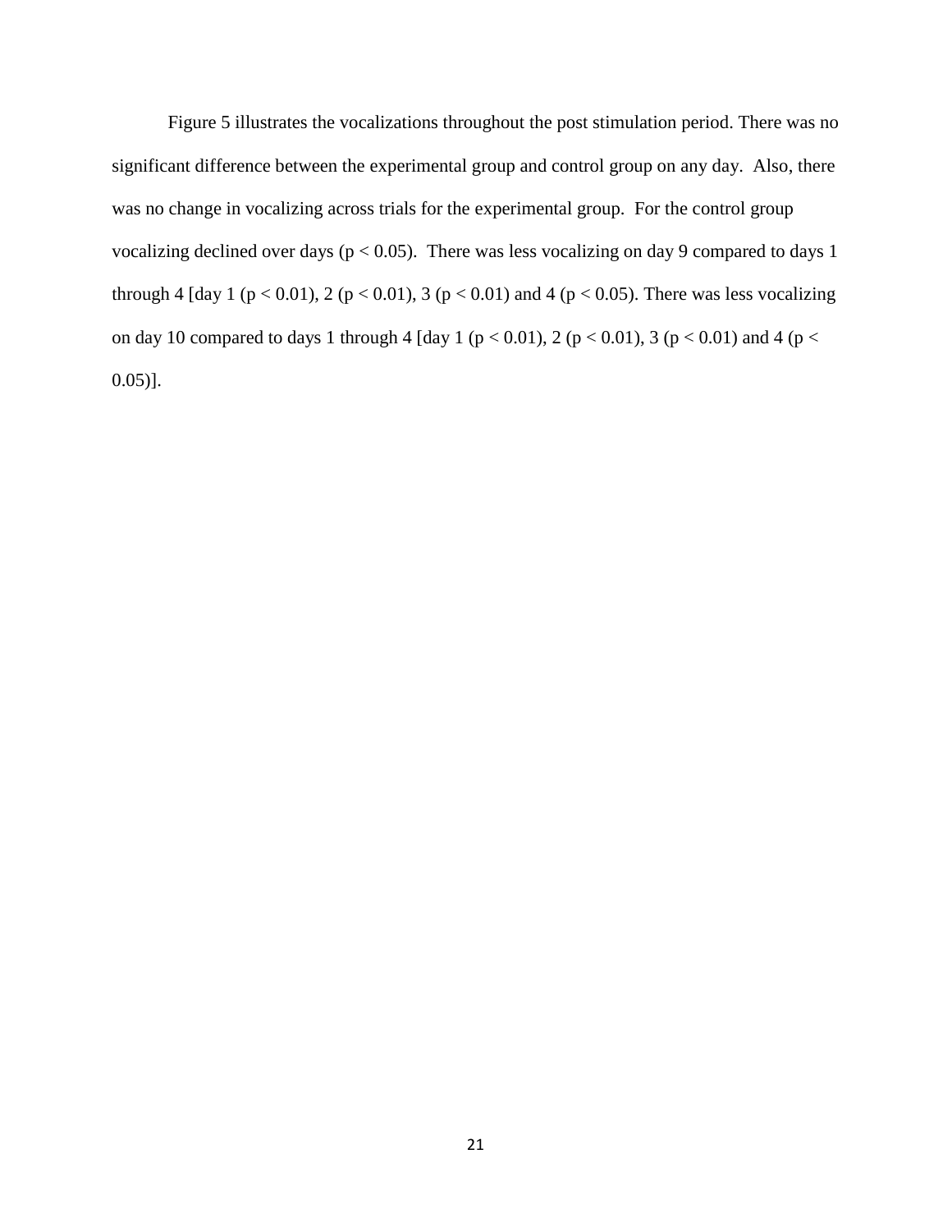Figure 5 illustrates the vocalizations throughout the post stimulation period. There was no significant difference between the experimental group and control group on any day. Also, there was no change in vocalizing across trials for the experimental group. For the control group vocalizing declined over days ($p < 0.05$). There was less vocalizing on day 9 compared to days 1 through 4 [day 1 ($p < 0.01$), 2 ($p < 0.01$), 3 ($p < 0.01$) and 4 ($p < 0.05$). There was less vocalizing on day 10 compared to days 1 through 4 [day 1 ($p < 0.01$), 2 ($p < 0.01$), 3 ($p < 0.01$) and 4 ($p < 0.05$)].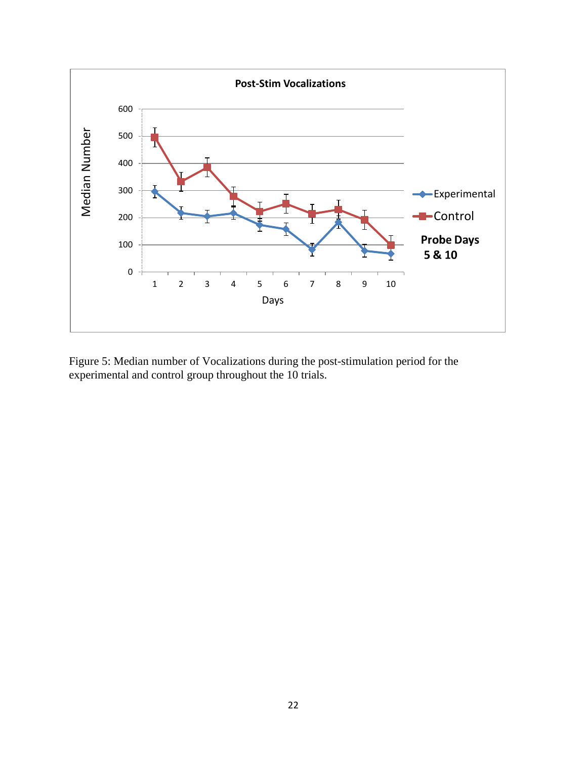Figure 5: Median number of Vocalizations during the post-stimulation period for the experimental and control group throughout the 10 trials.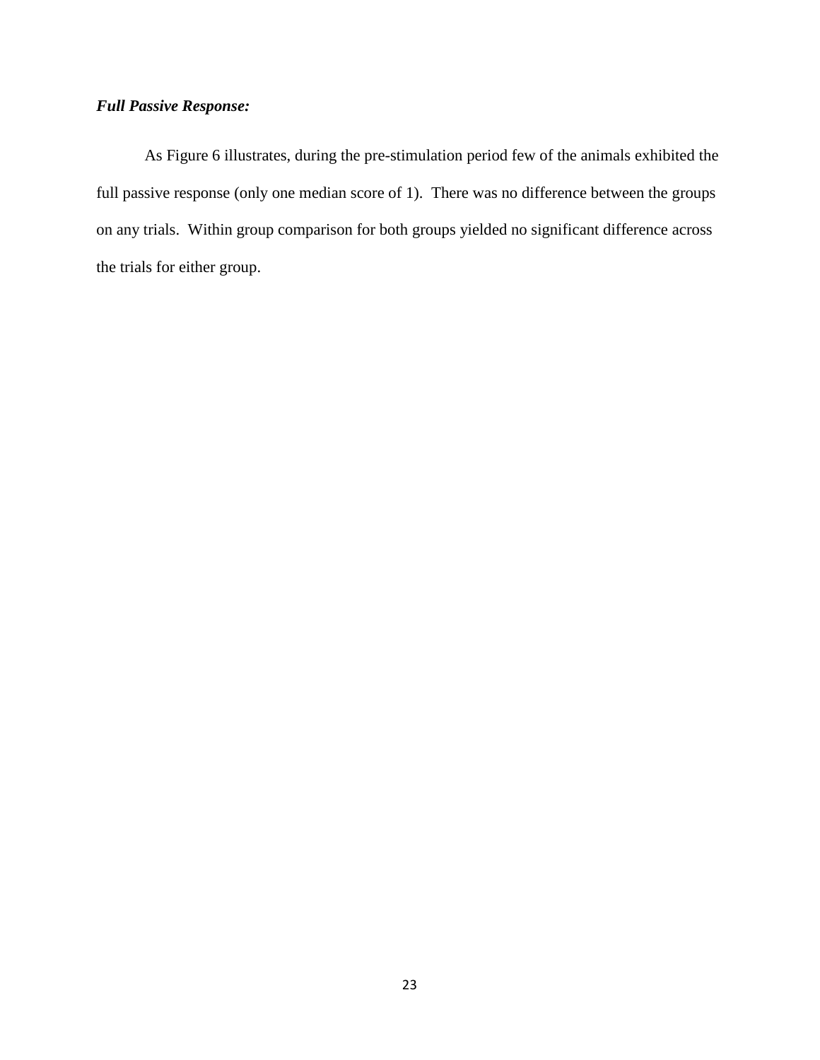***Full Passive Response:***

As Figure 6 illustrates, during the pre-stimulation period few of the animals exhibited the full passive response (only one median score of 1). There was no difference between the groups on any trials. Within group comparison for both groups yielded no significant difference across the trials for either group.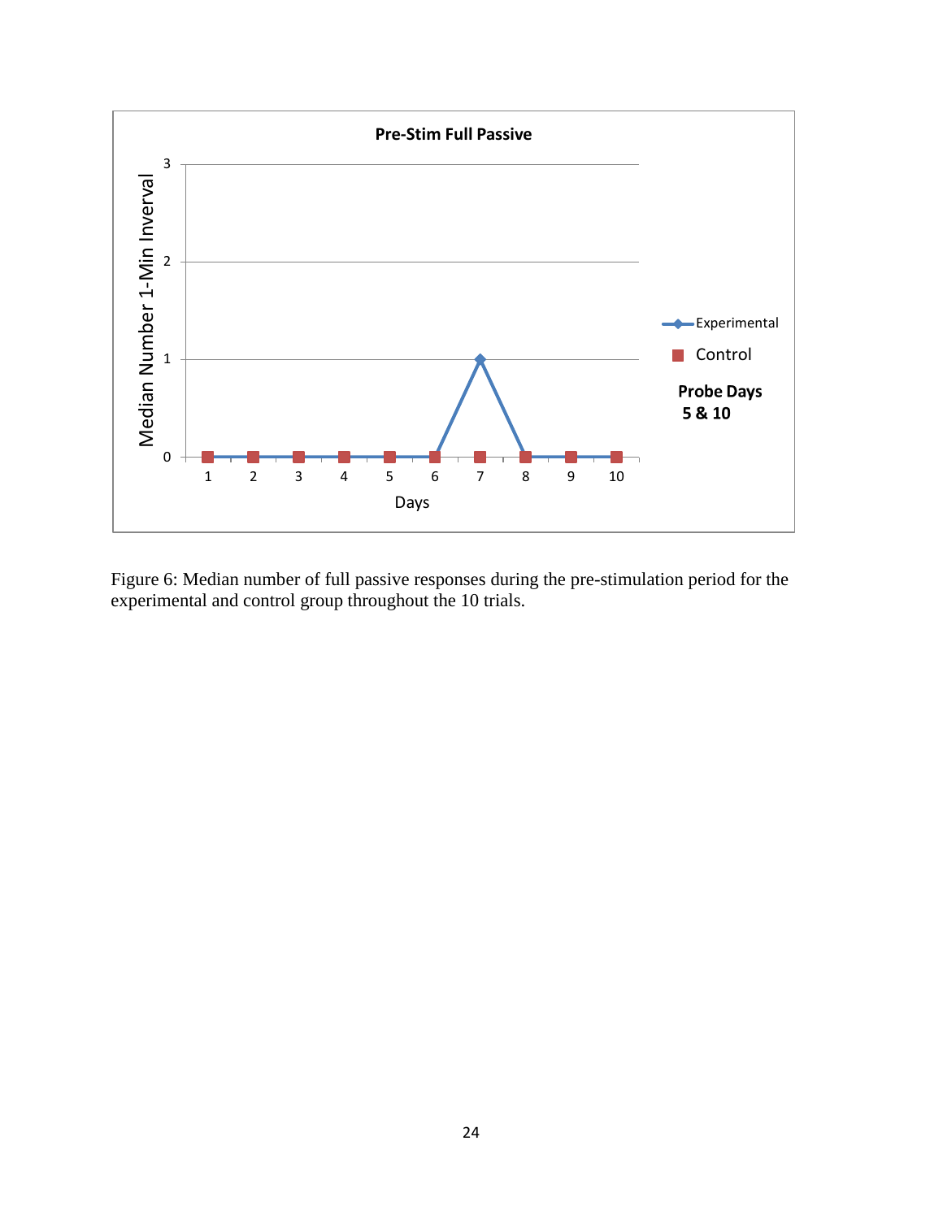Figure 6: Median number of full passive responses during the pre-stimulation period for the experimental and control group throughout the 10 trials.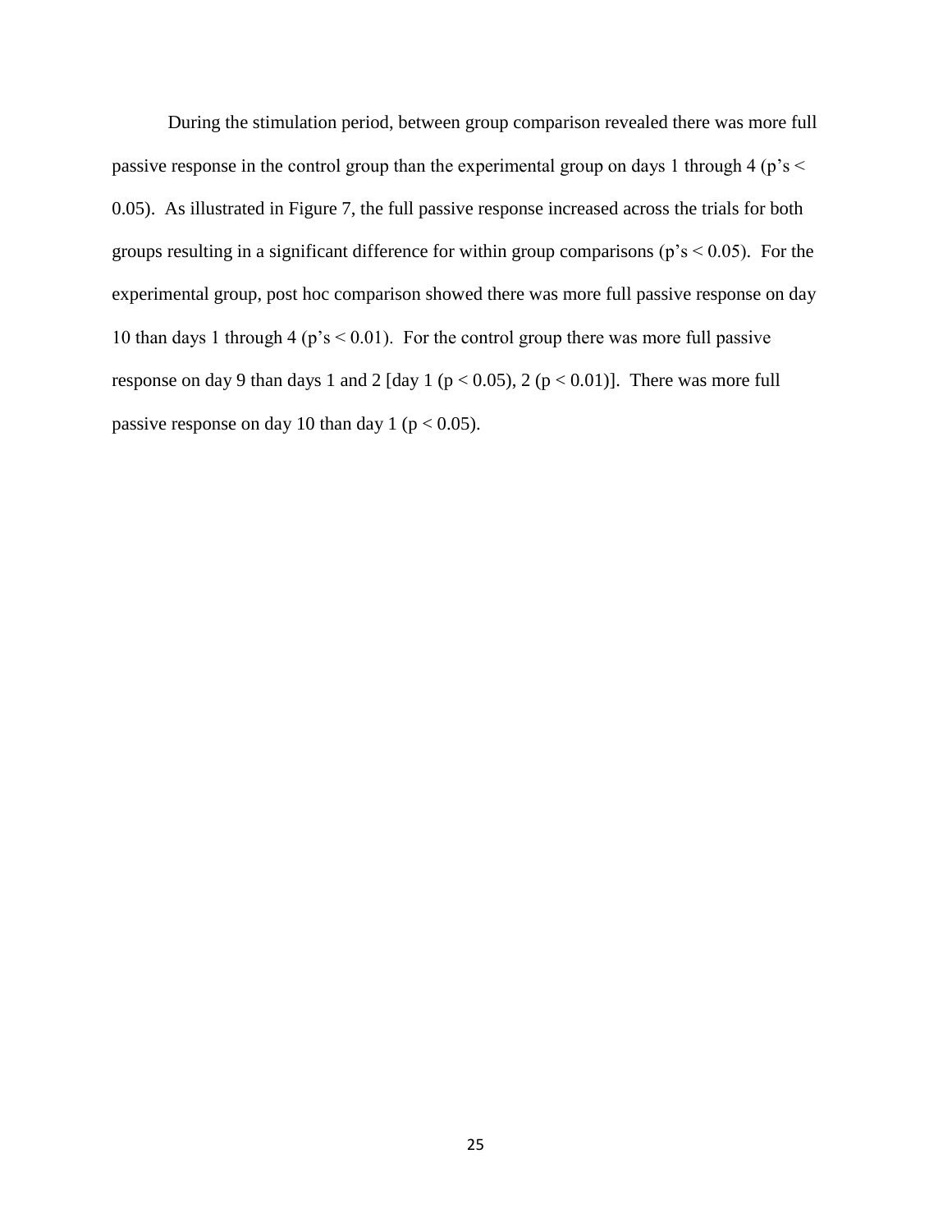During the stimulation period, between group comparison revealed there was more full passive response in the control group than the experimental group on days 1 through 4 ($p$'s $< 0.05$). As illustrated in Figure 7, the full passive response increased across the trials for both groups resulting in a significant difference for within group comparisons ($p$'s $< 0.05$). For the experimental group, post hoc comparison showed there was more full passive response on day 10 than days 1 through 4 ($p$'s $< 0.01$). For the control group there was more full passive response on day 9 than days 1 and 2 [day 1 ($p < 0.05$), 2 ($p < 0.01$)]. There was more full passive response on day 10 than day 1 ($p < 0.05$).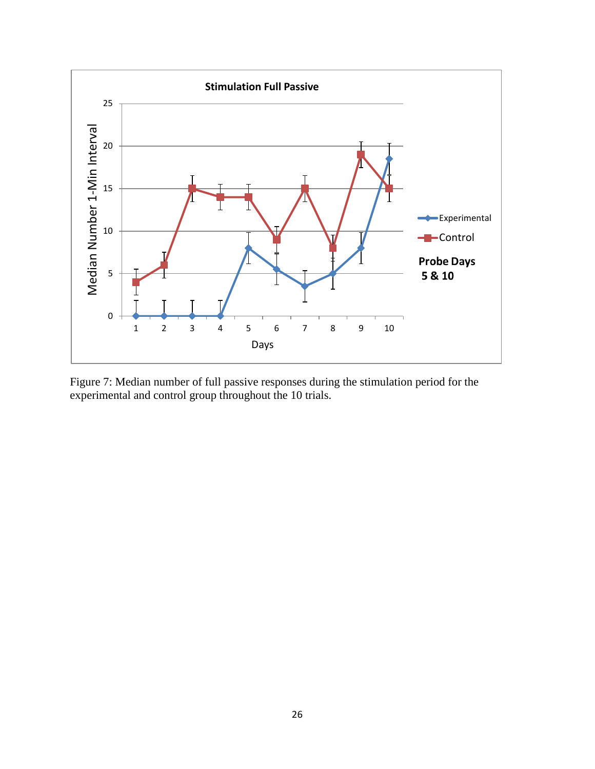Figure 7: Median number of full passive responses during the stimulation period for the experimental and control group throughout the 10 trials.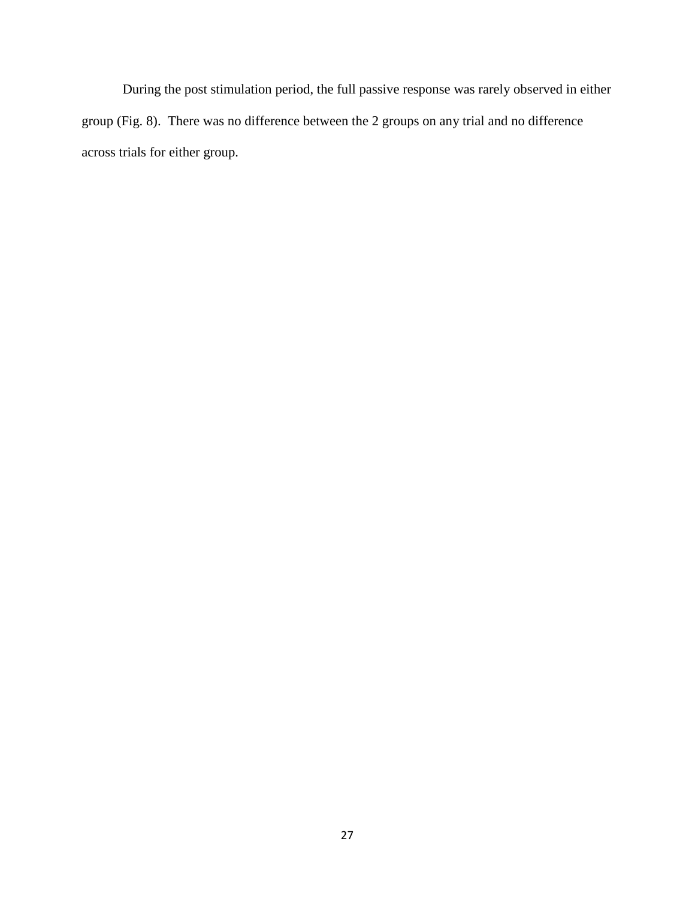During the post stimulation period, the full passive response was rarely observed in either group (Fig. 8). There was no difference between the 2 groups on any trial and no difference across trials for either group.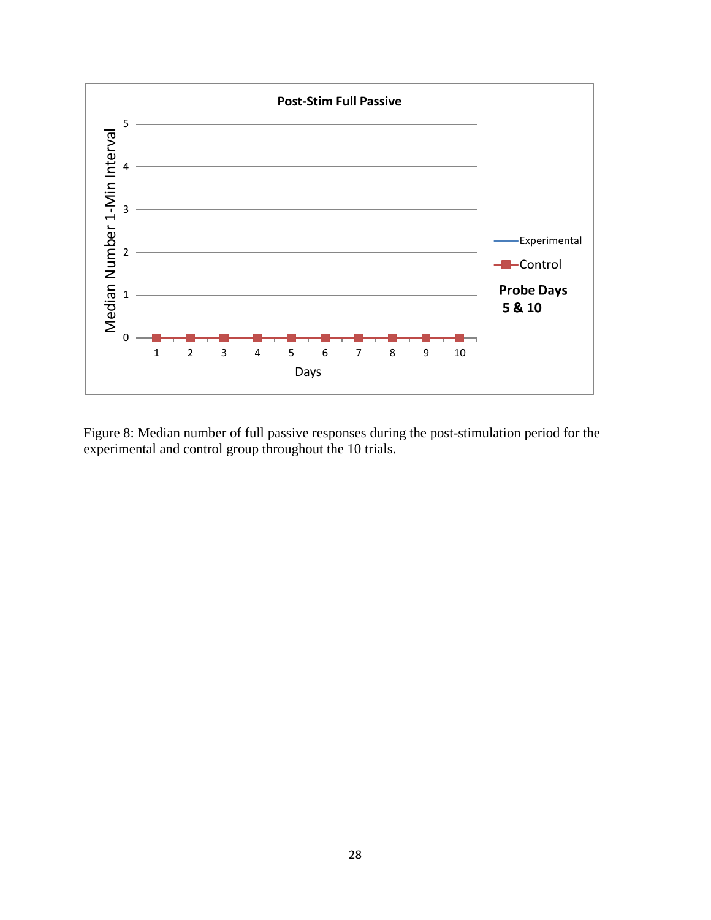Figure 8: Median number of full passive responses during the post-stimulation period for the experimental and control group throughout the 10 trials.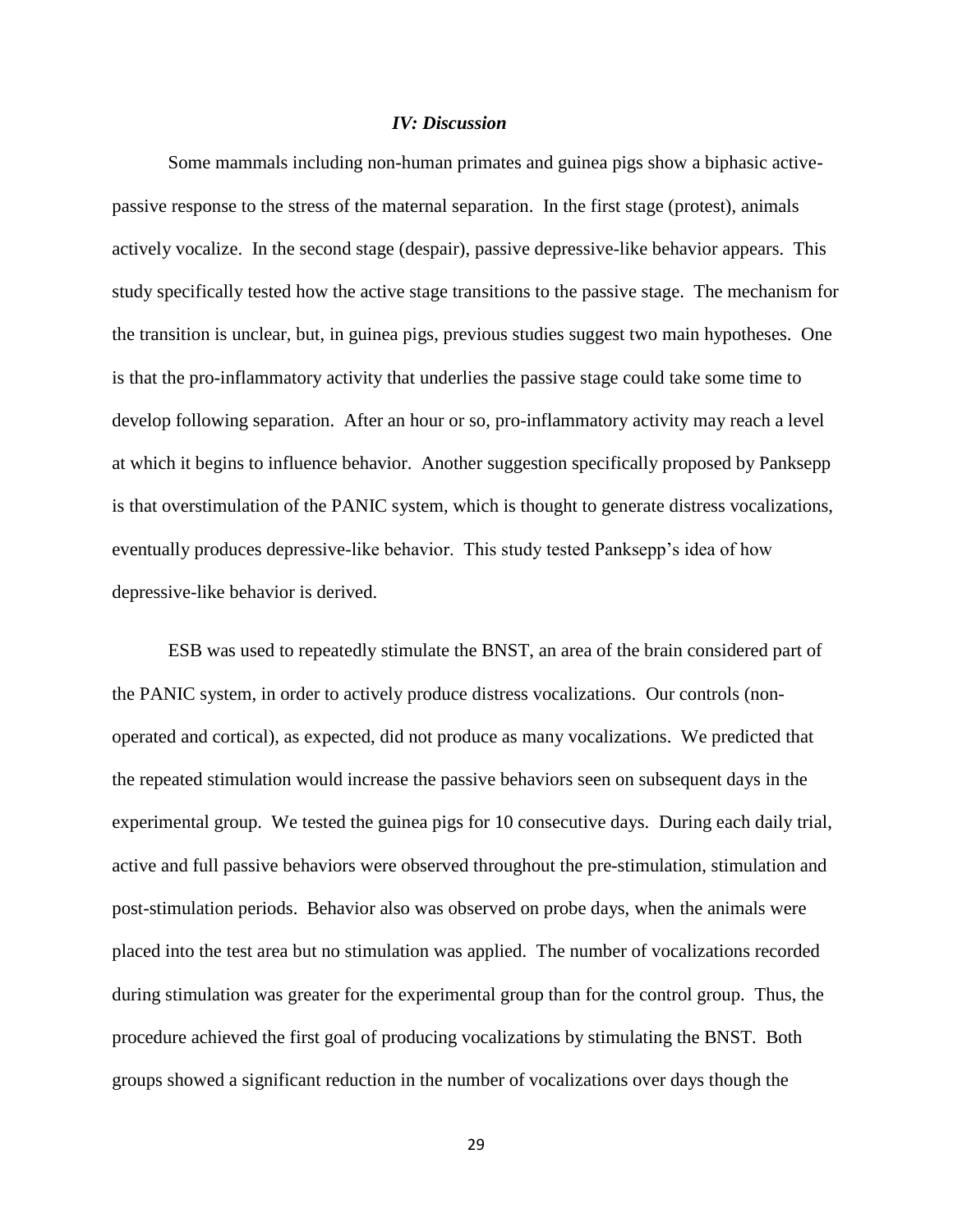### *IV: Discussion*

Some mammals including non-human primates and guinea pigs show a biphasic active-passive response to the stress of the maternal separation. In the first stage (protest), animals actively vocalize. In the second stage (despair), passive depressive-like behavior appears. This study specifically tested how the active stage transitions to the passive stage. The mechanism for the transition is unclear, but, in guinea pigs, previous studies suggest two main hypotheses. One is that the pro-inflammatory activity that underlies the passive stage could take some time to develop following separation. After an hour or so, pro-inflammatory activity may reach a level at which it begins to influence behavior. Another suggestion specifically proposed by Panksepp is that overstimulation of the PANIC system, which is thought to generate distress vocalizations, eventually produces depressive-like behavior. This study tested Panksepp's idea of how depressive-like behavior is derived.

ESB was used to repeatedly stimulate the BNST, an area of the brain considered part of the PANIC system, in order to actively produce distress vocalizations. Our controls (non-operated and cortical), as expected, did not produce as many vocalizations. We predicted that the repeated stimulation would increase the passive behaviors seen on subsequent days in the experimental group. We tested the guinea pigs for 10 consecutive days. During each daily trial, active and full passive behaviors were observed throughout the pre-stimulation, stimulation and post-stimulation periods. Behavior also was observed on probe days, when the animals were placed into the test area but no stimulation was applied. The number of vocalizations recorded during stimulation was greater for the experimental group than for the control group. Thus, the procedure achieved the first goal of producing vocalizations by stimulating the BNST. Both groups showed a significant reduction in the number of vocalizations over days though the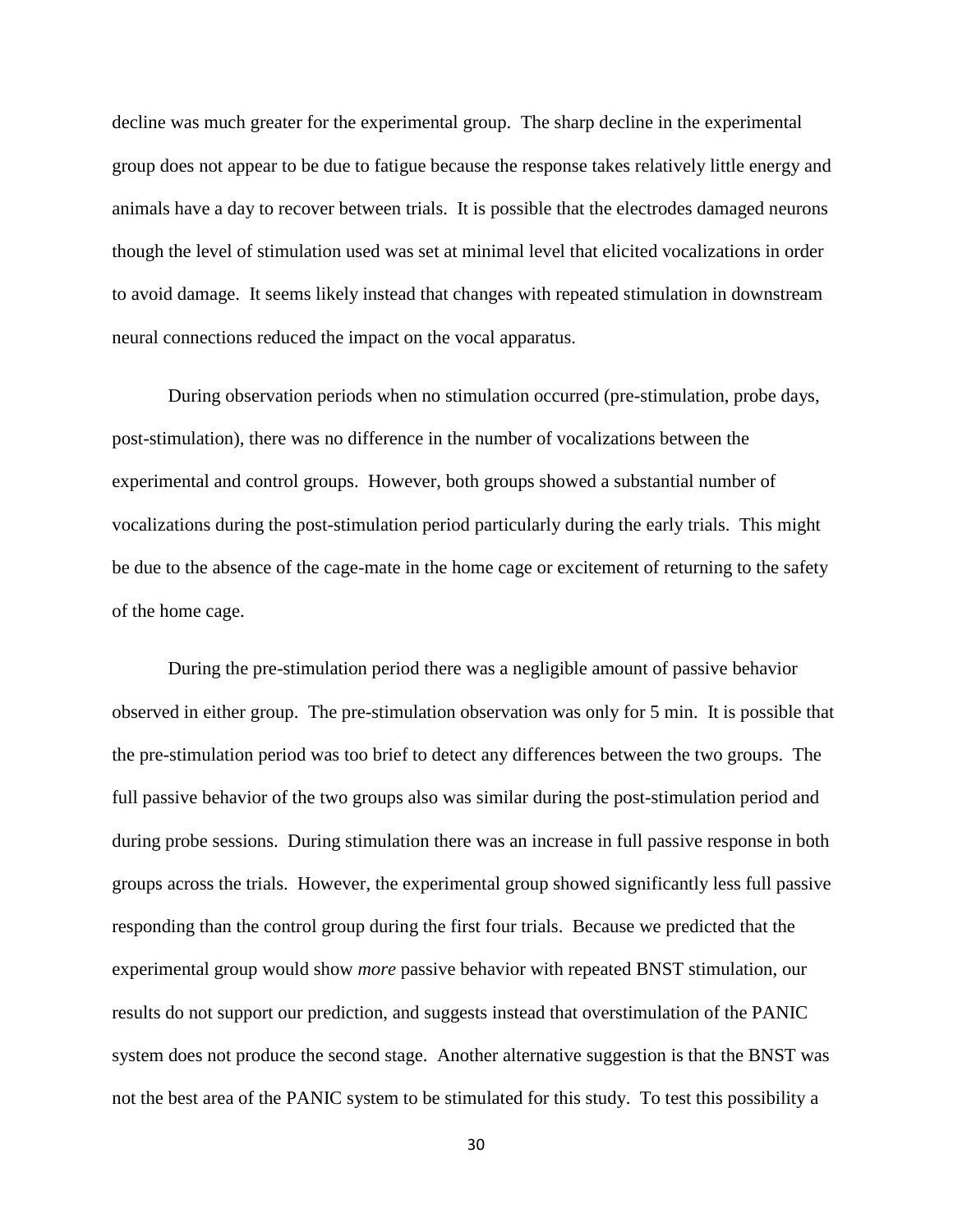decline was much greater for the experimental group. The sharp decline in the experimental group does not appear to be due to fatigue because the response takes relatively little energy and animals have a day to recover between trials. It is possible that the electrodes damaged neurons though the level of stimulation used was set at minimal level that elicited vocalizations in order to avoid damage. It seems likely instead that changes with repeated stimulation in downstream neural connections reduced the impact on the vocal apparatus.

During observation periods when no stimulation occurred (pre-stimulation, probe days, post-stimulation), there was no difference in the number of vocalizations between the experimental and control groups. However, both groups showed a substantial number of vocalizations during the post-stimulation period particularly during the early trials. This might be due to the absence of the cage-mate in the home cage or excitement of returning to the safety of the home cage.

During the pre-stimulation period there was a negligible amount of passive behavior observed in either group. The pre-stimulation observation was only for 5 min. It is possible that the pre-stimulation period was too brief to detect any differences between the two groups. The full passive behavior of the two groups also was similar during the post-stimulation period and during probe sessions. During stimulation there was an increase in full passive response in both groups across the trials. However, the experimental group showed significantly less full passive responding than the control group during the first four trials. Because we predicted that the experimental group would show *more* passive behavior with repeated BNST stimulation, our results do not support our prediction, and suggests instead that overstimulation of the PANIC system does not produce the second stage. Another alternative suggestion is that the BNST was not the best area of the PANIC system to be stimulated for this study. To test this possibility a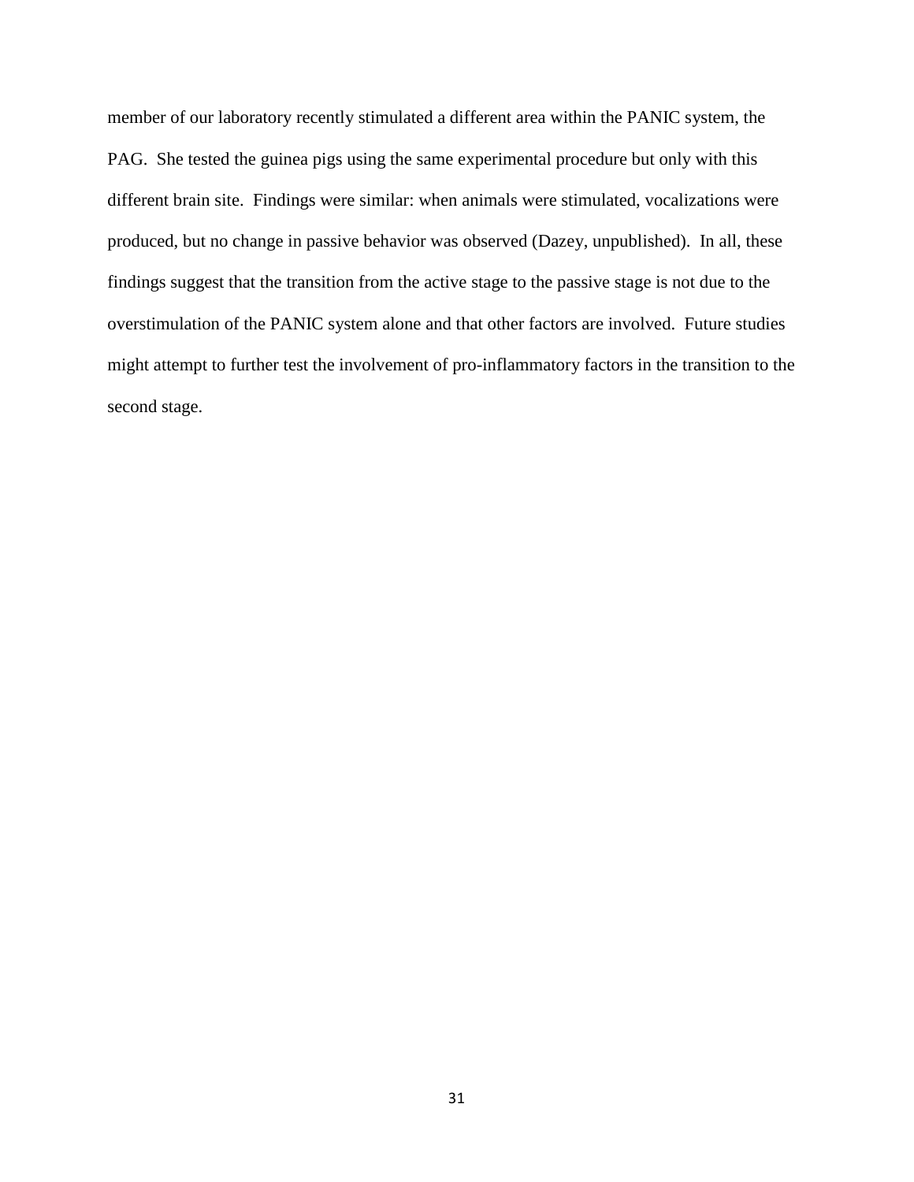member of our laboratory recently stimulated a different area within the PANIC system, the PAG. She tested the guinea pigs using the same experimental procedure but only with this different brain site. Findings were similar: when animals were stimulated, vocalizations were produced, but no change in passive behavior was observed (Dazey, unpublished). In all, these findings suggest that the transition from the active stage to the passive stage is not due to the overstimulation of the PANIC system alone and that other factors are involved. Future studies might attempt to further test the involvement of pro-inflammatory factors in the transition to the second stage.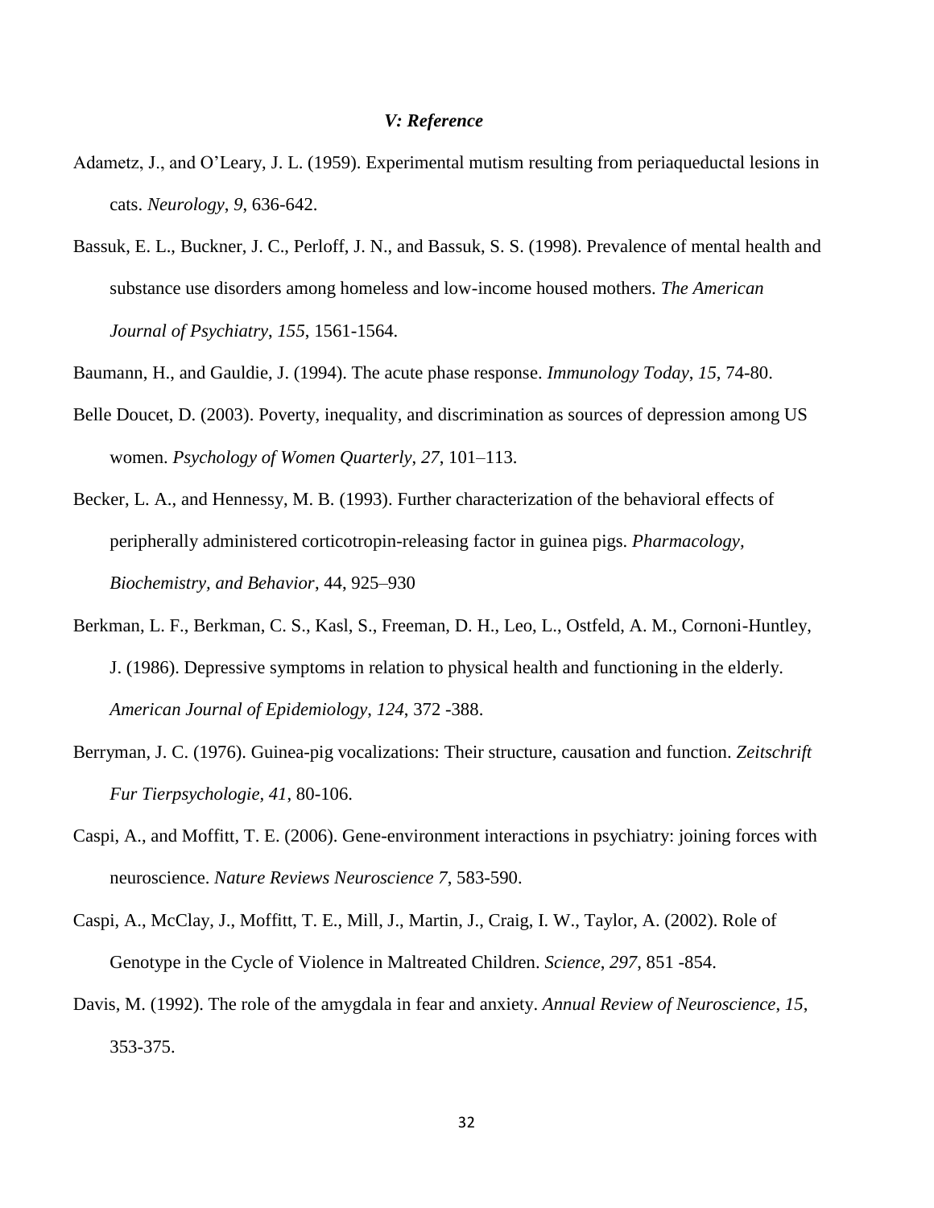### *V: Reference*

Adametz, J., and O'Leary, J. L. (1959). Experimental mutism resulting from periaqueductal lesions in cats. *Neurology*, *9*, 636-642.

Bassuk, E. L., Buckner, J. C., Perloff, J. N., and Bassuk, S. S. (1998). Prevalence of mental health and substance use disorders among homeless and low-income housed mothers. *The American Journal of Psychiatry*, *155*, 1561-1564.

Baumann, H., and Gauldie, J. (1994). The acute phase response. *Immunology Today*, *15*, 74-80.

Belle Doucet, D. (2003). Poverty, inequality, and discrimination as sources of depression among US women. *Psychology of Women Quarterly*, *27*, 101–113.

Becker, L. A., and Hennessy, M. B. (1993). Further characterization of the behavioral effects of peripherally administered corticotropin-releasing factor in guinea pigs. *Pharmacology, Biochemistry, and Behavior*, 44, 925–930

Berkman, L. F., Berkman, C. S., Kasl, S., Freeman, D. H., Leo, L., Ostfeld, A. M., Cornoni-Huntley, J. (1986). Depressive symptoms in relation to physical health and functioning in the elderly. *American Journal of Epidemiology*, *124*, 372 -388.

Berryman, J. C. (1976). Guinea-pig vocalizations: Their structure, causation and function. *Zeitschrift Fur Tierpsychologie*, *41*, 80-106.

Caspi, A., and Moffitt, T. E. (2006). Gene-environment interactions in psychiatry: joining forces with neuroscience. *Nature Reviews Neuroscience 7*, 583-590.

Caspi, A., McClay, J., Moffitt, T. E., Mill, J., Martin, J., Craig, I. W., Taylor, A. (2002). Role of Genotype in the Cycle of Violence in Maltreated Children. *Science*, *297*, 851 -854.

Davis, M. (1992). The role of the amygdala in fear and anxiety. *Annual Review of Neuroscience*, *15*, 353-375.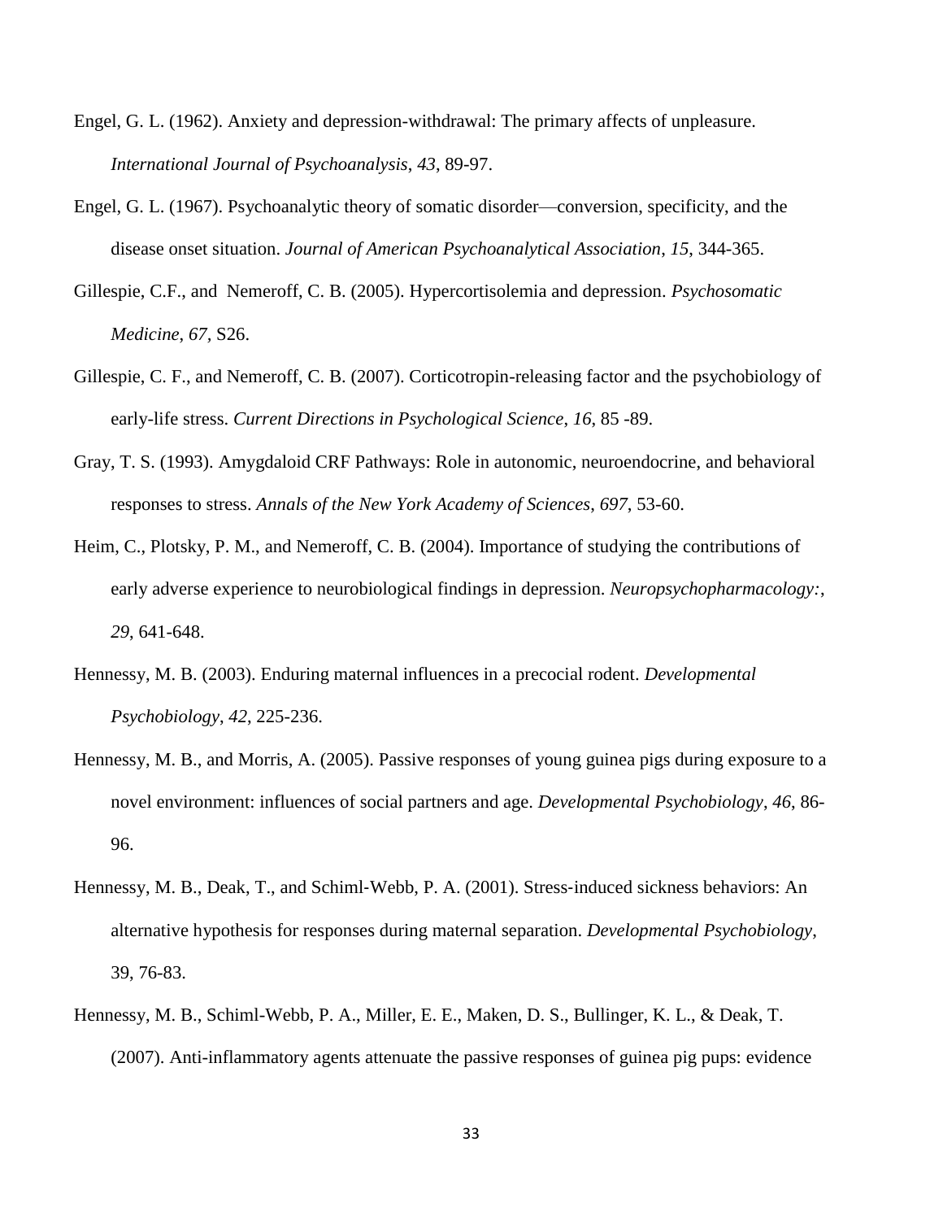Engel, G. L. (1962). Anxiety and depression-withdrawal: The primary affects of unpleasure. *International Journal of Psychoanalysis*, *43*, 89-97.

Engel, G. L. (1967). Psychoanalytic theory of somatic disorder—conversion, specificity, and the disease onset situation. *Journal of American Psychoanalytical Association*, *15*, 344-365.

Gillespie, C.F., and Nemeroff, C. B. (2005). Hypercortisolemia and depression. *Psychosomatic Medicine, 67,* S26.

Gillespie, C. F., and Nemeroff, C. B. (2007). Corticotropin-releasing factor and the psychobiology of early-life stress. *Current Directions in Psychological Science*, *16*, 85 -89.

Gray, T. S. (1993). Amygdaloid CRF Pathways: Role in autonomic, neuroendocrine, and behavioral responses to stress. *Annals of the New York Academy of Sciences*, *697*, 53-60.

Heim, C., Plotsky, P. M., and Nemeroff, C. B. (2004). Importance of studying the contributions of early adverse experience to neurobiological findings in depression. *Neuropsychopharmacology:*, *29*, 641-648.

Hennessy, M. B. (2003). Enduring maternal influences in a precocial rodent. *Developmental Psychobiology*, *42*, 225-236.

Hennessy, M. B., and Morris, A. (2005). Passive responses of young guinea pigs during exposure to a novel environment: influences of social partners and age. *Developmental Psychobiology*, *46*, 86-96.

Hennessy, M. B., Deak, T., and Schiml-Webb, P. A. (2001). Stress-induced sickness behaviors: An alternative hypothesis for responses during maternal separation. *Developmental Psychobiology*, 39, 76-83.

Hennessy, M. B., Schiml-Webb, P. A., Miller, E. E., Maken, D. S., Bullinger, K. L., & Deak, T. (2007). Anti-inflammatory agents attenuate the passive responses of guinea pig pups: evidence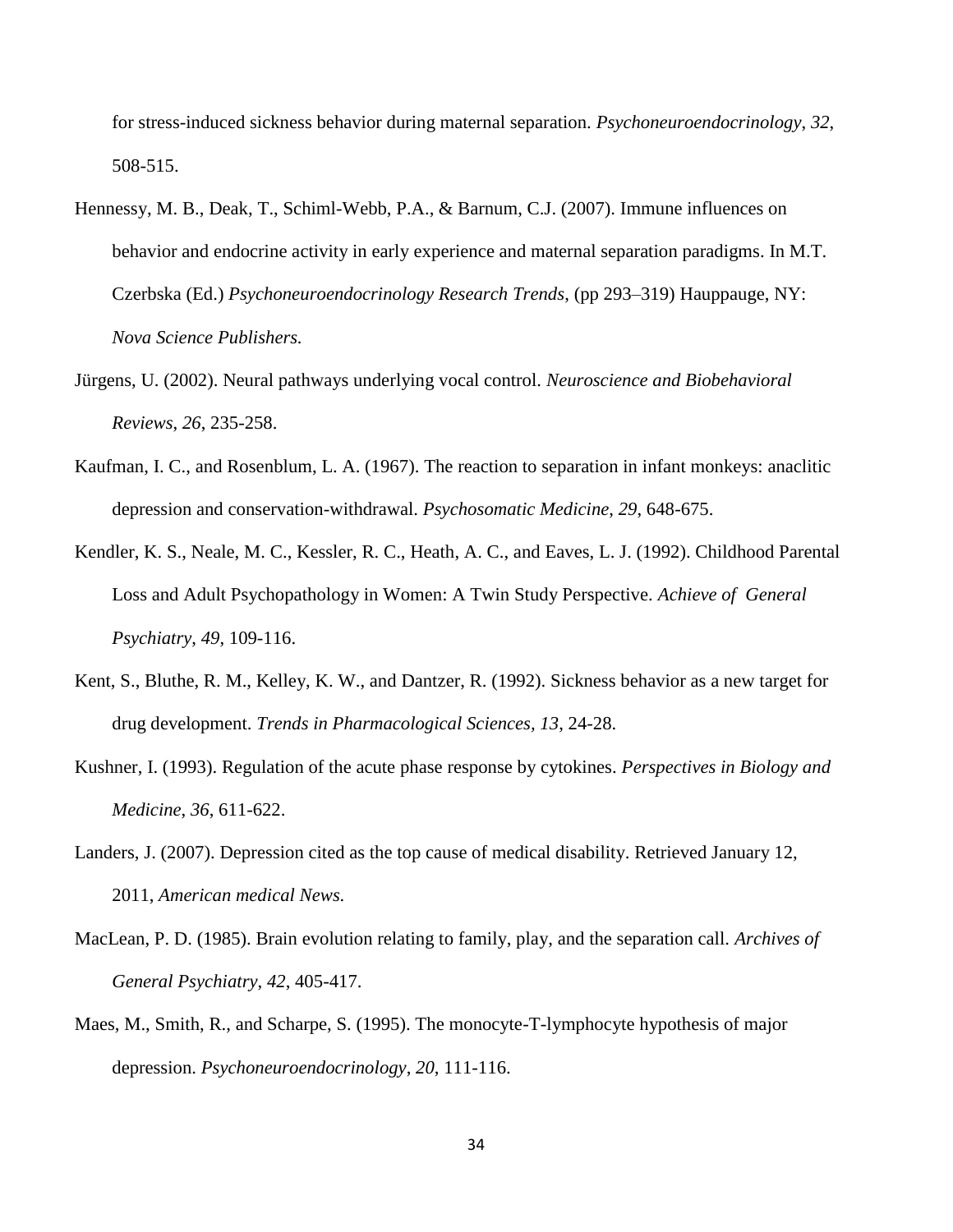for stress-induced sickness behavior during maternal separation. *Psychoneuroendocrinology*, *32*, 508-515.

Hennessy, M. B., Deak, T., Schiml-Webb, P.A., & Barnum, C.J. (2007). Immune influences on behavior and endocrine activity in early experience and maternal separation paradigms. In M.T. Czerbska (Ed.) *Psychoneuroendocrinology Research Trends*, (pp 293–319) Hauppauge, NY: *Nova Science Publishers.*

Jürgens, U. (2002). Neural pathways underlying vocal control. *Neuroscience and Biobehavioral Reviews*, *26*, 235-258.

Kaufman, I. C., and Rosenblum, L. A. (1967). The reaction to separation in infant monkeys: anaclitic depression and conservation-withdrawal. *Psychosomatic Medicine*, *29*, 648-675.

Kendler, K. S., Neale, M. C., Kessler, R. C., Heath, A. C., and Eaves, L. J. (1992). Childhood Parental Loss and Adult Psychopathology in Women: A Twin Study Perspective. *Achieve of General Psychiatry*, *49*, 109-116.

Kent, S., Bluthe, R. M., Kelley, K. W., and Dantzer, R. (1992). Sickness behavior as a new target for drug development. *Trends in Pharmacological Sciences, 13*, 24-28.

Kushner, I. (1993). Regulation of the acute phase response by cytokines. *Perspectives in Biology and Medicine*, *36*, 611-622.

Landers, J. (2007). Depression cited as the top cause of medical disability. Retrieved January 12, 2011, *American medical News.*

MacLean, P. D. (1985). Brain evolution relating to family, play, and the separation call. *Archives of General Psychiatry*, *42*, 405-417.

Maes, M., Smith, R., and Scharpe, S. (1995). The monocyte-T-lymphocyte hypothesis of major depression. *Psychoneuroendocrinology*, *20*, 111-116.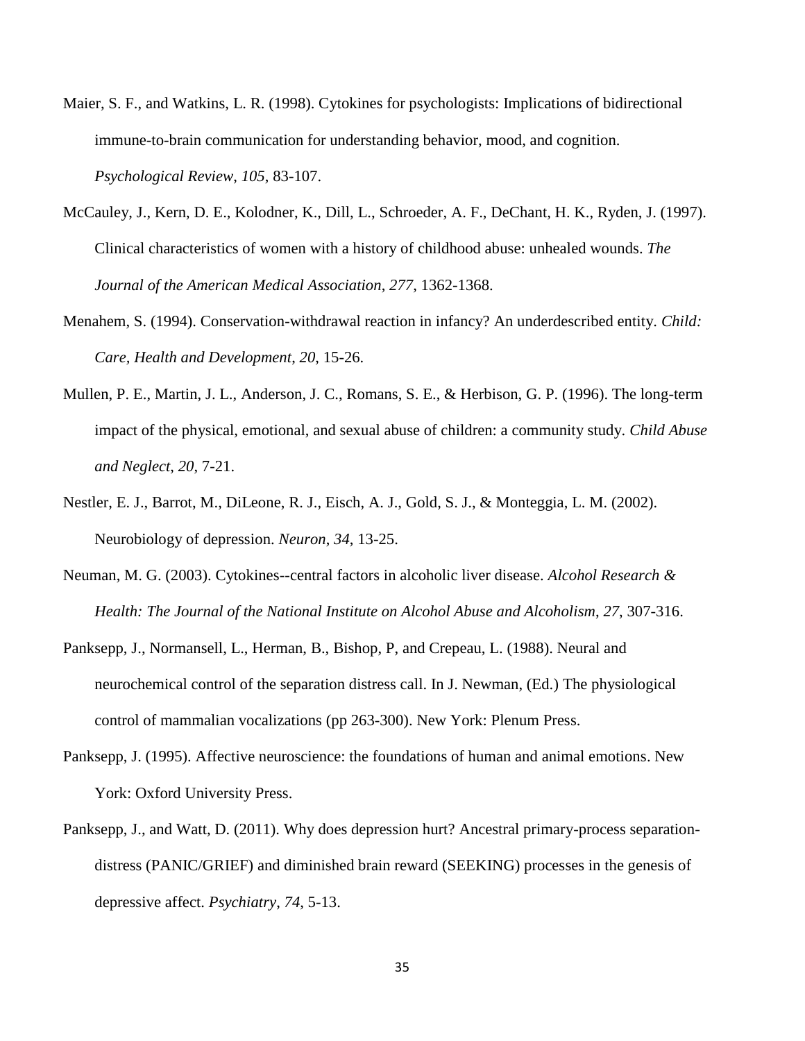Maier, S. F., and Watkins, L. R. (1998). Cytokines for psychologists: Implications of bidirectional immune-to-brain communication for understanding behavior, mood, and cognition. *Psychological Review*, *105*, 83-107.

McCauley, J., Kern, D. E., Kolodner, K., Dill, L., Schroeder, A. F., DeChant, H. K., Ryden, J. (1997). Clinical characteristics of women with a history of childhood abuse: unhealed wounds. *The Journal of the American Medical Association*, *277*, 1362-1368.

Menahem, S. (1994). Conservation-withdrawal reaction in infancy? An underdescribed entity. *Child: Care, Health and Development*, *20*, 15-26.

Mullen, P. E., Martin, J. L., Anderson, J. C., Romans, S. E., & Herbison, G. P. (1996). The long-term impact of the physical, emotional, and sexual abuse of children: a community study. *Child Abuse and Neglect*, *20*, 7-21.

Nestler, E. J., Barrot, M., DiLeone, R. J., Eisch, A. J., Gold, S. J., & Monteggia, L. M. (2002). Neurobiology of depression. *Neuron*, *34*, 13-25.

Neuman, M. G. (2003). Cytokines--central factors in alcoholic liver disease. *Alcohol Research & Health: The Journal of the National Institute on Alcohol Abuse and Alcoholism*, *27*, 307-316.

Panksepp, J., Normansell, L., Herman, B., Bishop, P, and Crepeau, L. (1988). Neural and neurochemical control of the separation distress call. In J. Newman, (Ed.) The physiological control of mammalian vocalizations (pp 263-300). New York: Plenum Press.

Panksepp, J. (1995). Affective neuroscience: the foundations of human and animal emotions. New York: Oxford University Press.

Panksepp, J., and Watt, D. (2011). Why does depression hurt? Ancestral primary-process separation-distress (PANIC/GRIEF) and diminished brain reward (SEEKING) processes in the genesis of depressive affect. *Psychiatry*, *74*, 5-13.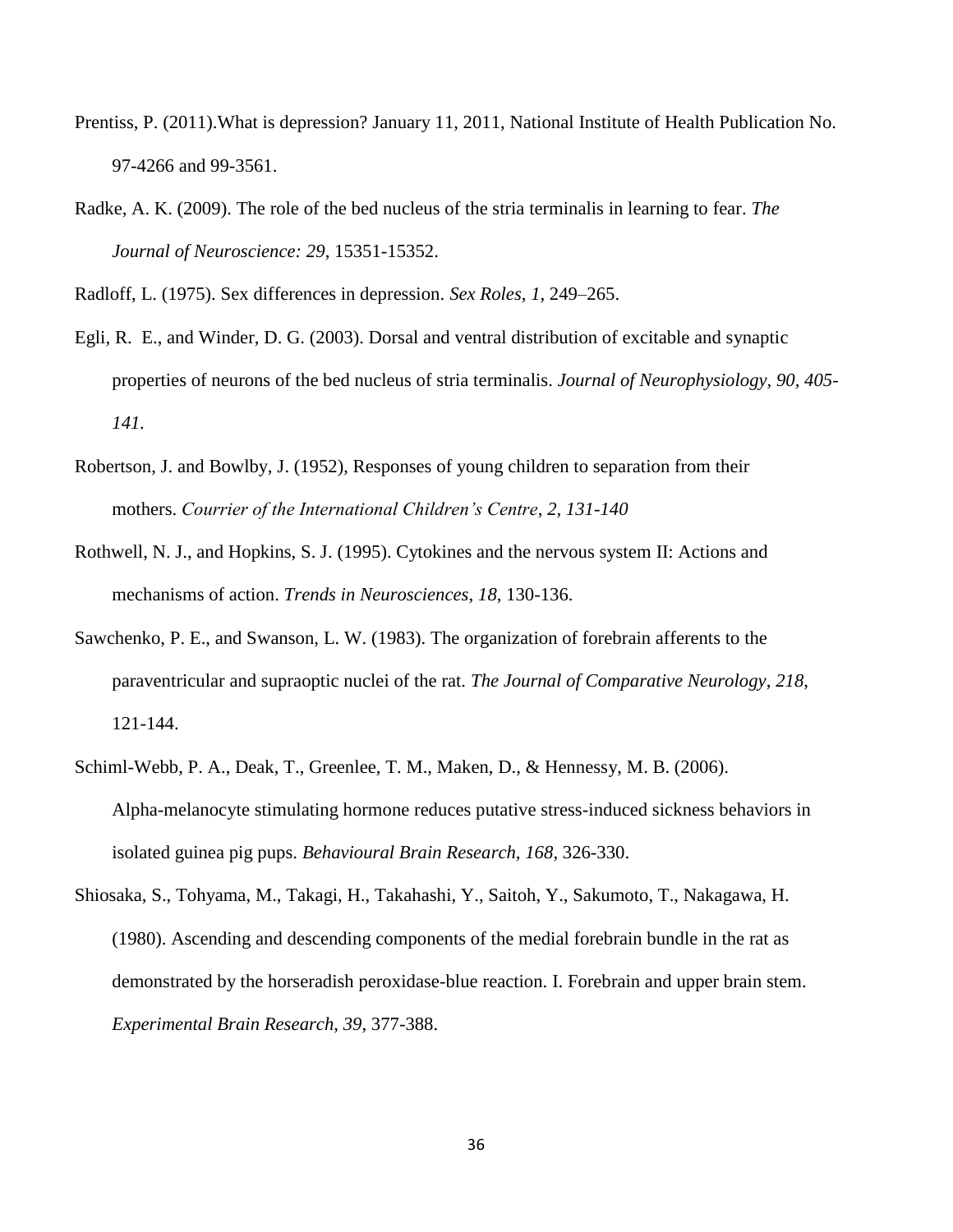Prentiss, P. (2011).What is depression? January 11, 2011, National Institute of Health Publication No. 97-4266 and 99-3561.

Radke, A. K. (2009). The role of the bed nucleus of the stria terminalis in learning to fear. *The Journal of Neuroscience: 29*, 15351-15352.

Radloff, L. (1975). Sex differences in depression. *Sex Roles*, *1*, 249–265.

Egli, R. E., and Winder, D. G. (2003). Dorsal and ventral distribution of excitable and synaptic properties of neurons of the bed nucleus of stria terminalis. *Journal of Neurophysiology, 90, 405-141.*

Robertson, J. and Bowlby, J. (1952), Responses of young children to separation from their mothers. *Courrier of the International Children's Centre*, *2, 131-140*

Rothwell, N. J., and Hopkins, S. J. (1995). Cytokines and the nervous system II: Actions and mechanisms of action. *Trends in Neurosciences*, *18*, 130-136.

Sawchenko, P. E., and Swanson, L. W. (1983). The organization of forebrain afferents to the paraventricular and supraoptic nuclei of the rat. *The Journal of Comparative Neurology*, *218*, 121-144.

Schiml-Webb, P. A., Deak, T., Greenlee, T. M., Maken, D., & Hennessy, M. B. (2006). Alpha-melanocyte stimulating hormone reduces putative stress-induced sickness behaviors in isolated guinea pig pups. *Behavioural Brain Research*, *168*, 326-330.

Shiosaka, S., Tohyama, M., Takagi, H., Takahashi, Y., Saitoh, Y., Sakumoto, T., Nakagawa, H. (1980). Ascending and descending components of the medial forebrain bundle in the rat as demonstrated by the horseradish peroxidase-blue reaction. I. Forebrain and upper brain stem. *Experimental Brain Research*, *39*, 377-388.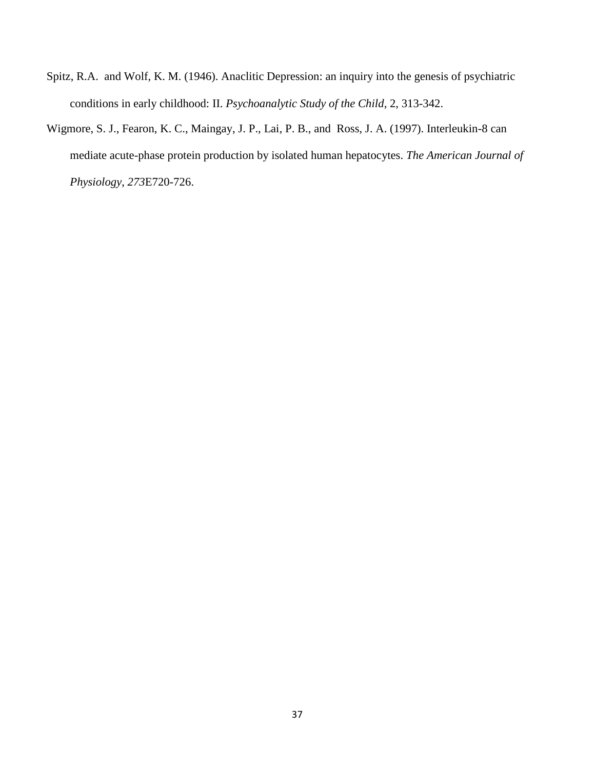Spitz, R.A.  and Wolf, K. M. (1946). Anaclitic Depression: an inquiry into the genesis of psychiatric conditions in early childhood: II. *Psychoanalytic Study of the Child*, 2, 313-342.

Wigmore, S. J., Fearon, K. C., Maingay, J. P., Lai, P. B., and  Ross, J. A. (1997). Interleukin-8 can mediate acute-phase protein production by isolated human hepatocytes. *The American Journal of Physiology*, *273*E720-726.